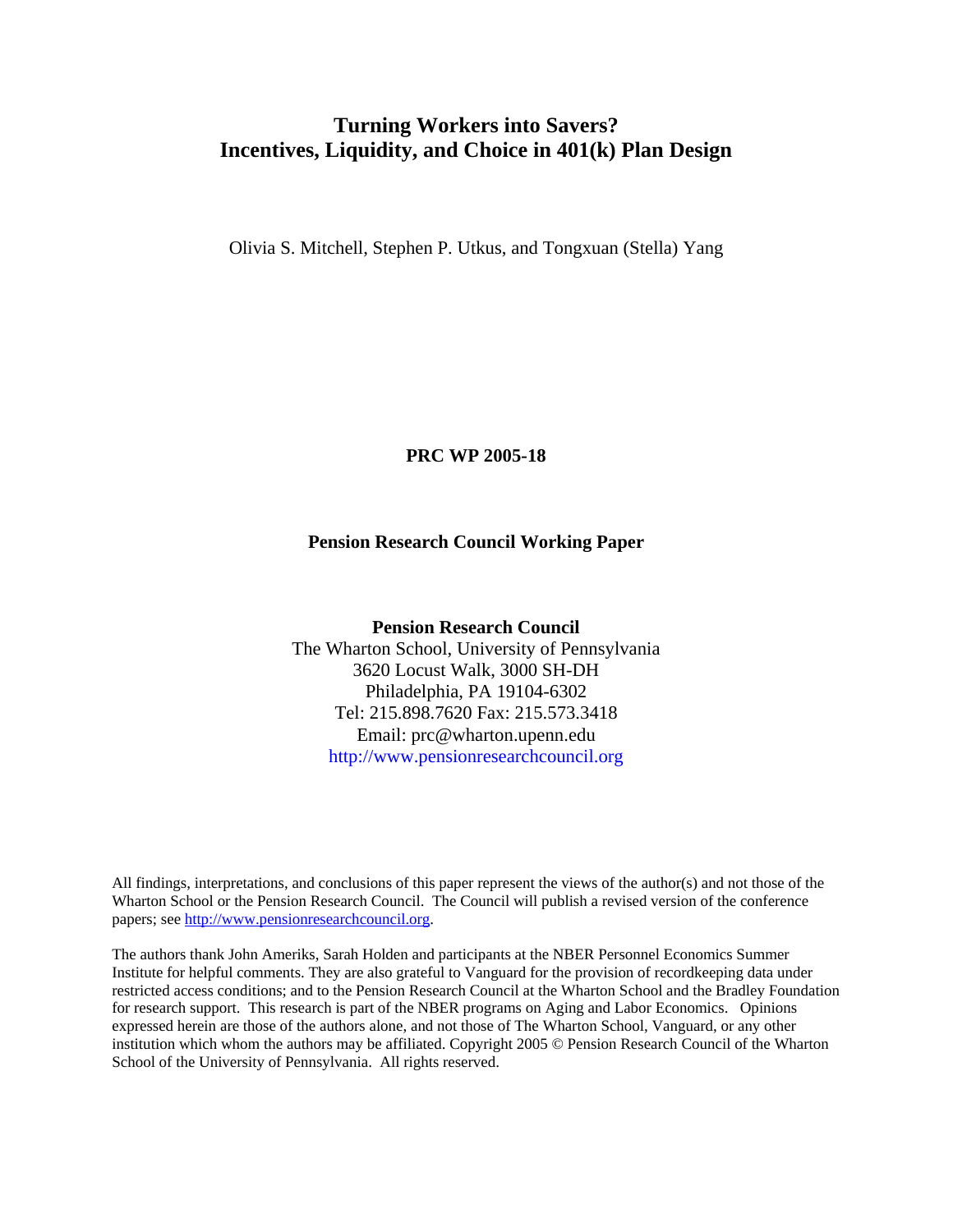# Turning Workers into Savers?
# Incentives, Liquidity, and Choice in 401(k) Plan Design

Olivia S. Mitchell, Stephen P. Utkus, and Tongxuan (Stella) Yang

**PRC WP 2005-18**

**Pension Research Council Working Paper**

**Pension Research Council**
The Wharton School, University of Pennsylvania
3620 Locust Walk, 3000 SH-DH
Philadelphia, PA 19104-6302
Tel: 215.898.7620 Fax: 215.573.3418
Email: prc@wharton.upenn.edu
http://www.pensionresearchcouncil.org

All findings, interpretations, and conclusions of this paper represent the views of the author(s) and not those of the Wharton School or the Pension Research Council. The Council will publish a revised version of the conference papers; see http://www.pensionresearchcouncil.org.

The authors thank John Ameriks, Sarah Holden and participants at the NBER Personnel Economics Summer Institute for helpful comments. They are also grateful to Vanguard for the provision of recordkeeping data under restricted access conditions; and to the Pension Research Council at the Wharton School and the Bradley Foundation for research support. This research is part of the NBER programs on Aging and Labor Economics. Opinions expressed herein are those of the authors alone, and not those of The Wharton School, Vanguard, or any other institution which whom the authors may be affiliated. Copyright 2005 © Pension Research Council of the Wharton School of the University of Pennsylvania. All rights reserved.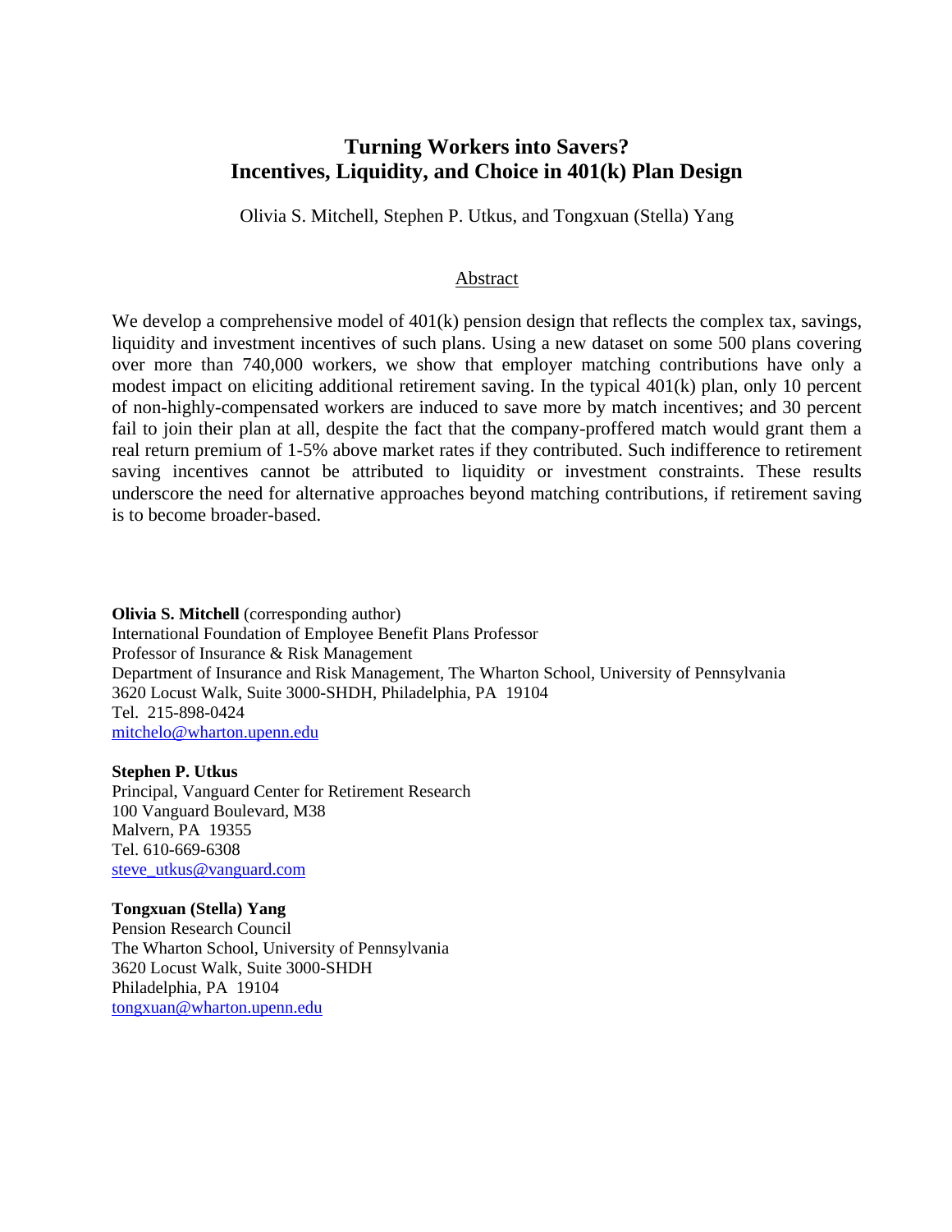# Turning Workers into Savers?
# Incentives, Liquidity, and Choice in 401(k) Plan Design

Olivia S. Mitchell, Stephen P. Utkus, and Tongxuan (Stella) Yang

## Abstract

We develop a comprehensive model of 401(k) pension design that reflects the complex tax, savings, liquidity and investment incentives of such plans. Using a new dataset on some 500 plans covering over more than 740,000 workers, we show that employer matching contributions have only a modest impact on eliciting additional retirement saving. In the typical 401(k) plan, only 10 percent of non-highly-compensated workers are induced to save more by match incentives; and 30 percent fail to join their plan at all, despite the fact that the company-proffered match would grant them a real return premium of 1-5% above market rates if they contributed. Such indifference to retirement saving incentives cannot be attributed to liquidity or investment constraints. These results underscore the need for alternative approaches beyond matching contributions, if retirement saving is to become broader-based.

**Olivia S. Mitchell** (corresponding author)
International Foundation of Employee Benefit Plans Professor
Professor of Insurance & Risk Management
Department of Insurance and Risk Management, The Wharton School, University of Pennsylvania
3620 Locust Walk, Suite 3000-SHDH, Philadelphia, PA 19104
Tel. 215-898-0424
mitchelo@wharton.upenn.edu

**Stephen P. Utkus**
Principal, Vanguard Center for Retirement Research
100 Vanguard Boulevard, M38
Malvern, PA 19355
Tel. 610-669-6308
steve_utkus@vanguard.com

**Tongxuan (Stella) Yang**
Pension Research Council
The Wharton School, University of Pennsylvania
3620 Locust Walk, Suite 3000-SHDH
Philadelphia, PA 19104
tongxuan@wharton.upenn.edu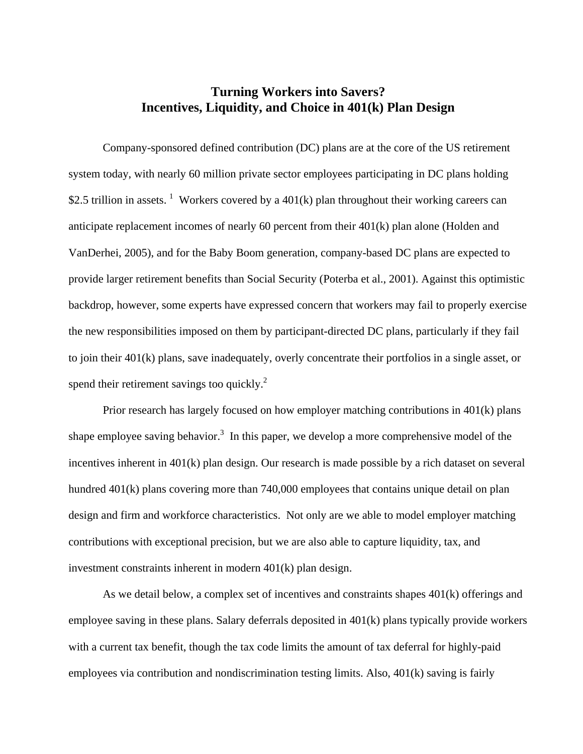# Turning Workers into Savers?
# Incentives, Liquidity, and Choice in 401(k) Plan Design

Company-sponsored defined contribution (DC) plans are at the core of the US retirement system today, with nearly 60 million private sector employees participating in DC plans holding $2.5 trillion in assets. [1] Workers covered by a 401(k) plan throughout their working careers can anticipate replacement incomes of nearly 60 percent from their 401(k) plan alone (Holden and VanDerhei, 2005), and for the Baby Boom generation, company-based DC plans are expected to provide larger retirement benefits than Social Security (Poterba et al., 2001). Against this optimistic backdrop, however, some experts have expressed concern that workers may fail to properly exercise the new responsibilities imposed on them by participant-directed DC plans, particularly if they fail to join their 401(k) plans, save inadequately, overly concentrate their portfolios in a single asset, or spend their retirement savings too quickly.[2]

Prior research has largely focused on how employer matching contributions in 401(k) plans shape employee saving behavior.[3] In this paper, we develop a more comprehensive model of the incentives inherent in 401(k) plan design. Our research is made possible by a rich dataset on several hundred 401(k) plans covering more than 740,000 employees that contains unique detail on plan design and firm and workforce characteristics. Not only are we able to model employer matching contributions with exceptional precision, but we are also able to capture liquidity, tax, and investment constraints inherent in modern 401(k) plan design.

As we detail below, a complex set of incentives and constraints shapes 401(k) offerings and employee saving in these plans. Salary deferrals deposited in 401(k) plans typically provide workers with a current tax benefit, though the tax code limits the amount of tax deferral for highly-paid employees via contribution and nondiscrimination testing limits. Also, 401(k) saving is fairly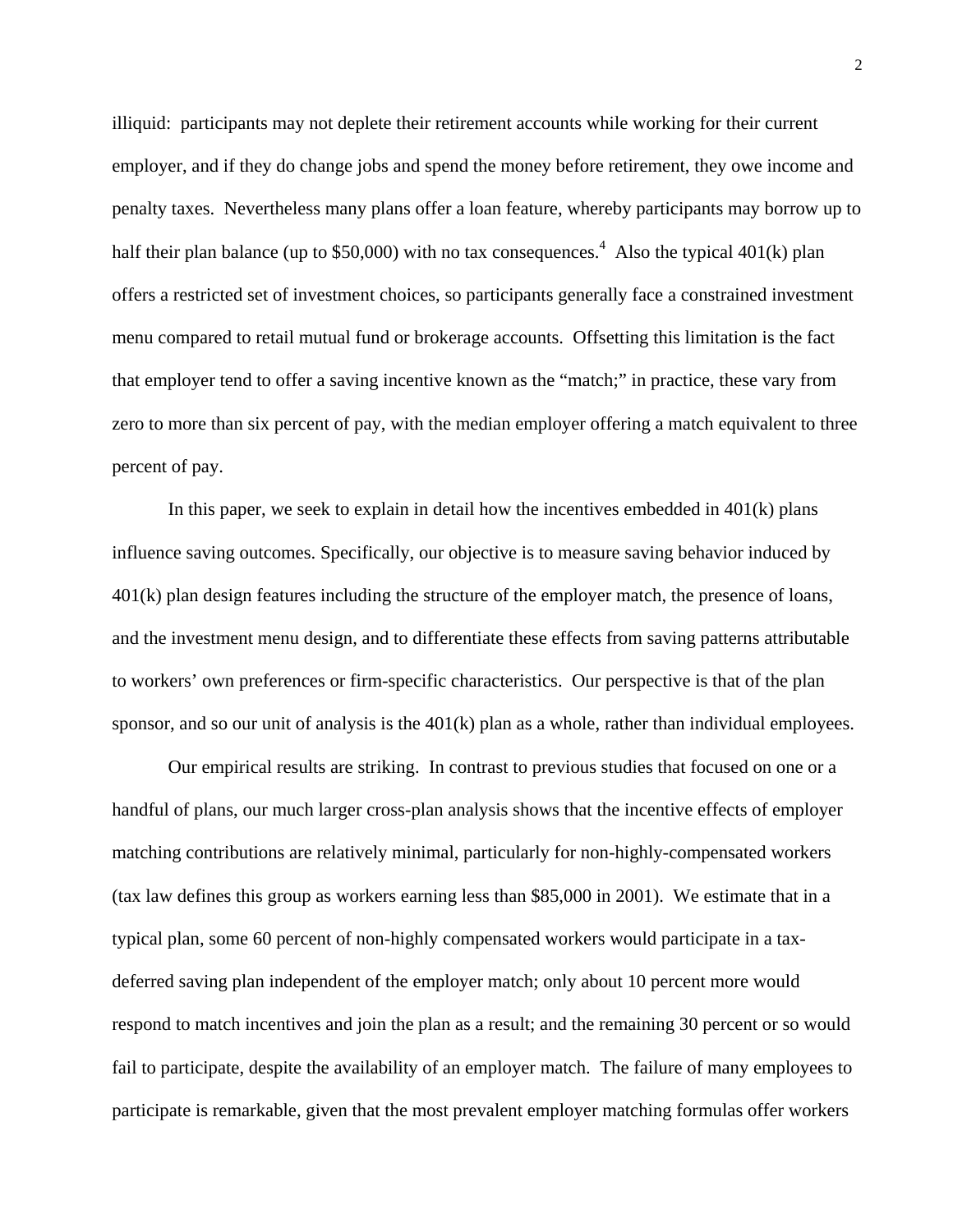illiquid: participants may not deplete their retirement accounts while working for their current employer, and if they do change jobs and spend the money before retirement, they owe income and penalty taxes. Nevertheless many plans offer a loan feature, whereby participants may borrow up to half their plan balance (up to $50,000) with no tax consequences.[4] Also the typical 401(k) plan offers a restricted set of investment choices, so participants generally face a constrained investment menu compared to retail mutual fund or brokerage accounts. Offsetting this limitation is the fact that employer tend to offer a saving incentive known as the "match;" in practice, these vary from zero to more than six percent of pay, with the median employer offering a match equivalent to three percent of pay.

In this paper, we seek to explain in detail how the incentives embedded in 401(k) plans influence saving outcomes. Specifically, our objective is to measure saving behavior induced by 401(k) plan design features including the structure of the employer match, the presence of loans, and the investment menu design, and to differentiate these effects from saving patterns attributable to workers' own preferences or firm-specific characteristics. Our perspective is that of the plan sponsor, and so our unit of analysis is the 401(k) plan as a whole, rather than individual employees.

Our empirical results are striking. In contrast to previous studies that focused on one or a handful of plans, our much larger cross-plan analysis shows that the incentive effects of employer matching contributions are relatively minimal, particularly for non-highly-compensated workers (tax law defines this group as workers earning less than $85,000 in 2001). We estimate that in a typical plan, some 60 percent of non-highly compensated workers would participate in a tax-deferred saving plan independent of the employer match; only about 10 percent more would respond to match incentives and join the plan as a result; and the remaining 30 percent or so would fail to participate, despite the availability of an employer match. The failure of many employees to participate is remarkable, given that the most prevalent employer matching formulas offer workers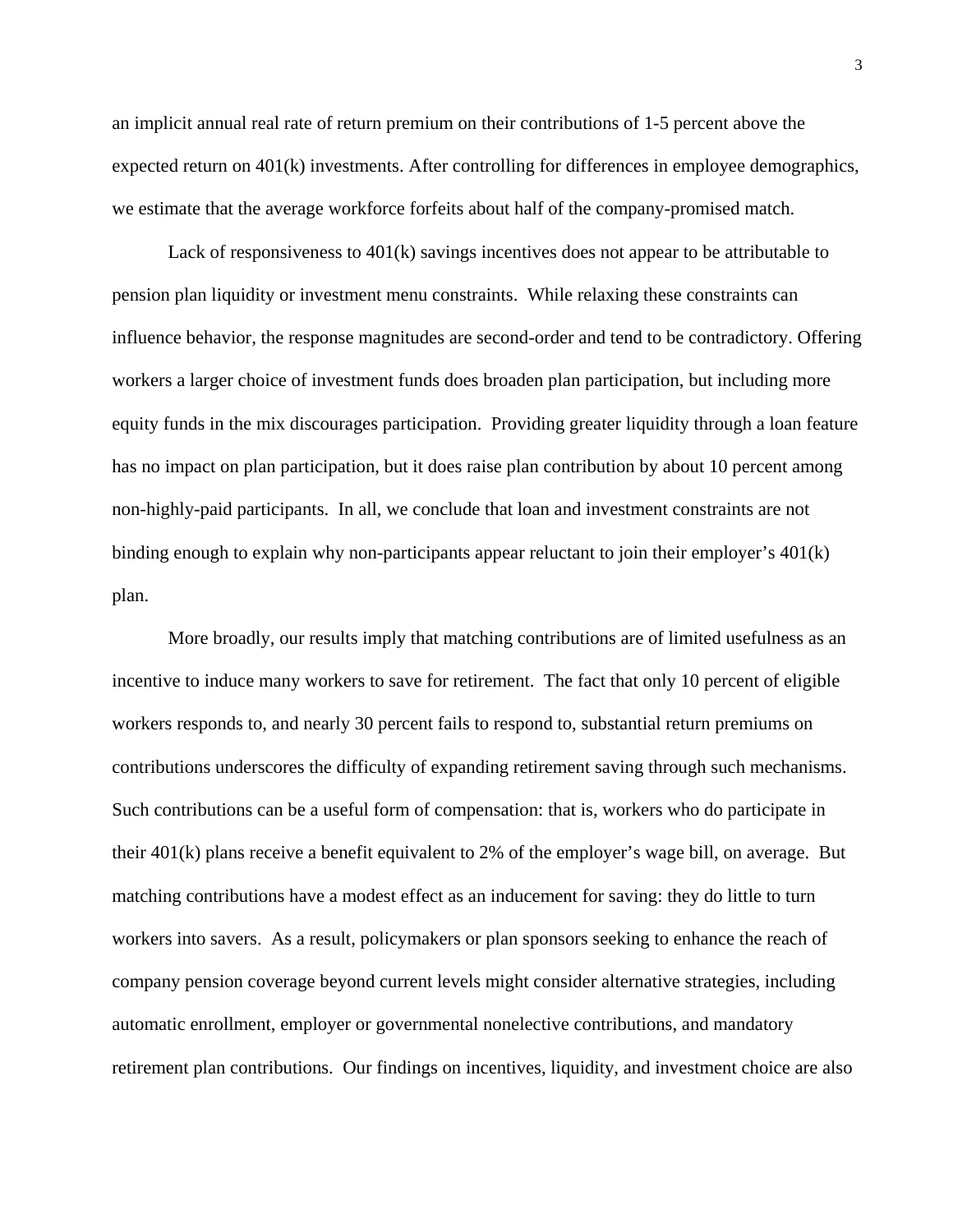an implicit annual real rate of return premium on their contributions of 1-5 percent above the expected return on 401(k) investments. After controlling for differences in employee demographics, we estimate that the average workforce forfeits about half of the company-promised match.

Lack of responsiveness to 401(k) savings incentives does not appear to be attributable to pension plan liquidity or investment menu constraints. While relaxing these constraints can influence behavior, the response magnitudes are second-order and tend to be contradictory. Offering workers a larger choice of investment funds does broaden plan participation, but including more equity funds in the mix discourages participation. Providing greater liquidity through a loan feature has no impact on plan participation, but it does raise plan contribution by about 10 percent among non-highly-paid participants. In all, we conclude that loan and investment constraints are not binding enough to explain why non-participants appear reluctant to join their employer's 401(k) plan.

More broadly, our results imply that matching contributions are of limited usefulness as an incentive to induce many workers to save for retirement. The fact that only 10 percent of eligible workers responds to, and nearly 30 percent fails to respond to, substantial return premiums on contributions underscores the difficulty of expanding retirement saving through such mechanisms. Such contributions can be a useful form of compensation: that is, workers who do participate in their 401(k) plans receive a benefit equivalent to 2% of the employer's wage bill, on average. But matching contributions have a modest effect as an inducement for saving: they do little to turn workers into savers. As a result, policymakers or plan sponsors seeking to enhance the reach of company pension coverage beyond current levels might consider alternative strategies, including automatic enrollment, employer or governmental nonelective contributions, and mandatory retirement plan contributions. Our findings on incentives, liquidity, and investment choice are also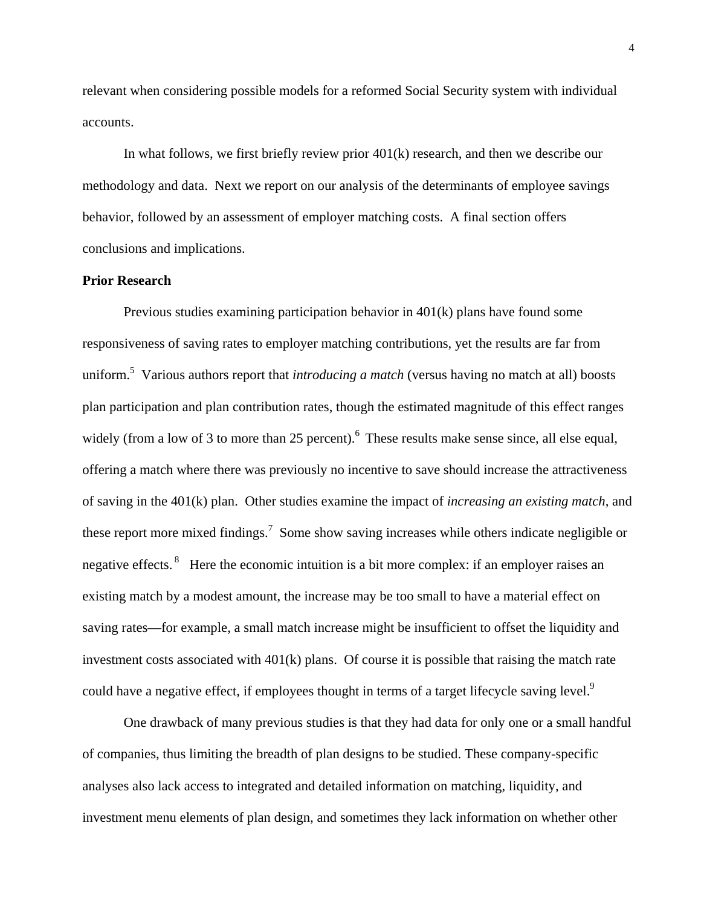relevant when considering possible models for a reformed Social Security system with individual accounts.

In what follows, we first briefly review prior 401(k) research, and then we describe our methodology and data. Next we report on our analysis of the determinants of employee savings behavior, followed by an assessment of employer matching costs. A final section offers conclusions and implications.

**Prior Research**

Previous studies examining participation behavior in 401(k) plans have found some responsiveness of saving rates to employer matching contributions, yet the results are far from uniform.[5] Various authors report that *introducing a match* (versus having no match at all) boosts plan participation and plan contribution rates, though the estimated magnitude of this effect ranges widely (from a low of 3 to more than 25 percent).[6] These results make sense since, all else equal, offering a match where there was previously no incentive to save should increase the attractiveness of saving in the 401(k) plan. Other studies examine the impact of *increasing an existing match,* and these report more mixed findings.[7] Some show saving increases while others indicate negligible or negative effects.[8] Here the economic intuition is a bit more complex: if an employer raises an existing match by a modest amount, the increase may be too small to have a material effect on saving rates—for example, a small match increase might be insufficient to offset the liquidity and investment costs associated with 401(k) plans. Of course it is possible that raising the match rate could have a negative effect, if employees thought in terms of a target lifecycle saving level.[9]

One drawback of many previous studies is that they had data for only one or a small handful of companies, thus limiting the breadth of plan designs to be studied. These company-specific analyses also lack access to integrated and detailed information on matching, liquidity, and investment menu elements of plan design, and sometimes they lack information on whether other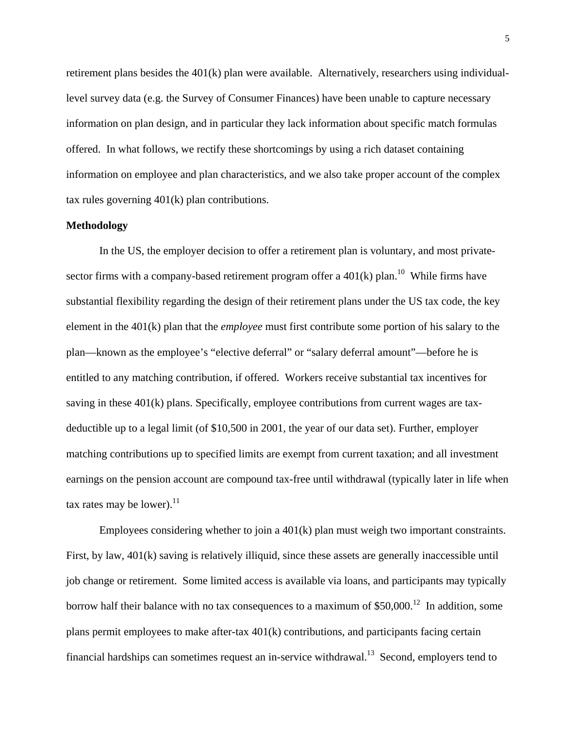retirement plans besides the 401(k) plan were available. Alternatively, researchers using individual-level survey data (e.g. the Survey of Consumer Finances) have been unable to capture necessary information on plan design, and in particular they lack information about specific match formulas offered. In what follows, we rectify these shortcomings by using a rich dataset containing information on employee and plan characteristics, and we also take proper account of the complex tax rules governing 401(k) plan contributions.

**Methodology**

In the US, the employer decision to offer a retirement plan is voluntary, and most private-sector firms with a company-based retirement program offer a 401(k) plan.[10] While firms have substantial flexibility regarding the design of their retirement plans under the US tax code, the key element in the 401(k) plan that the *employee* must first contribute some portion of his salary to the plan—known as the employee's "elective deferral" or "salary deferral amount"—before he is entitled to any matching contribution, if offered. Workers receive substantial tax incentives for saving in these 401(k) plans. Specifically, employee contributions from current wages are tax-deductible up to a legal limit (of $10,500 in 2001, the year of our data set). Further, employer matching contributions up to specified limits are exempt from current taxation; and all investment earnings on the pension account are compound tax-free until withdrawal (typically later in life when tax rates may be lower).[11]

Employees considering whether to join a 401(k) plan must weigh two important constraints. First, by law, 401(k) saving is relatively illiquid, since these assets are generally inaccessible until job change or retirement. Some limited access is available via loans, and participants may typically borrow half their balance with no tax consequences to a maximum of $50,000.[12] In addition, some plans permit employees to make after-tax 401(k) contributions, and participants facing certain financial hardships can sometimes request an in-service withdrawal.[13] Second, employers tend to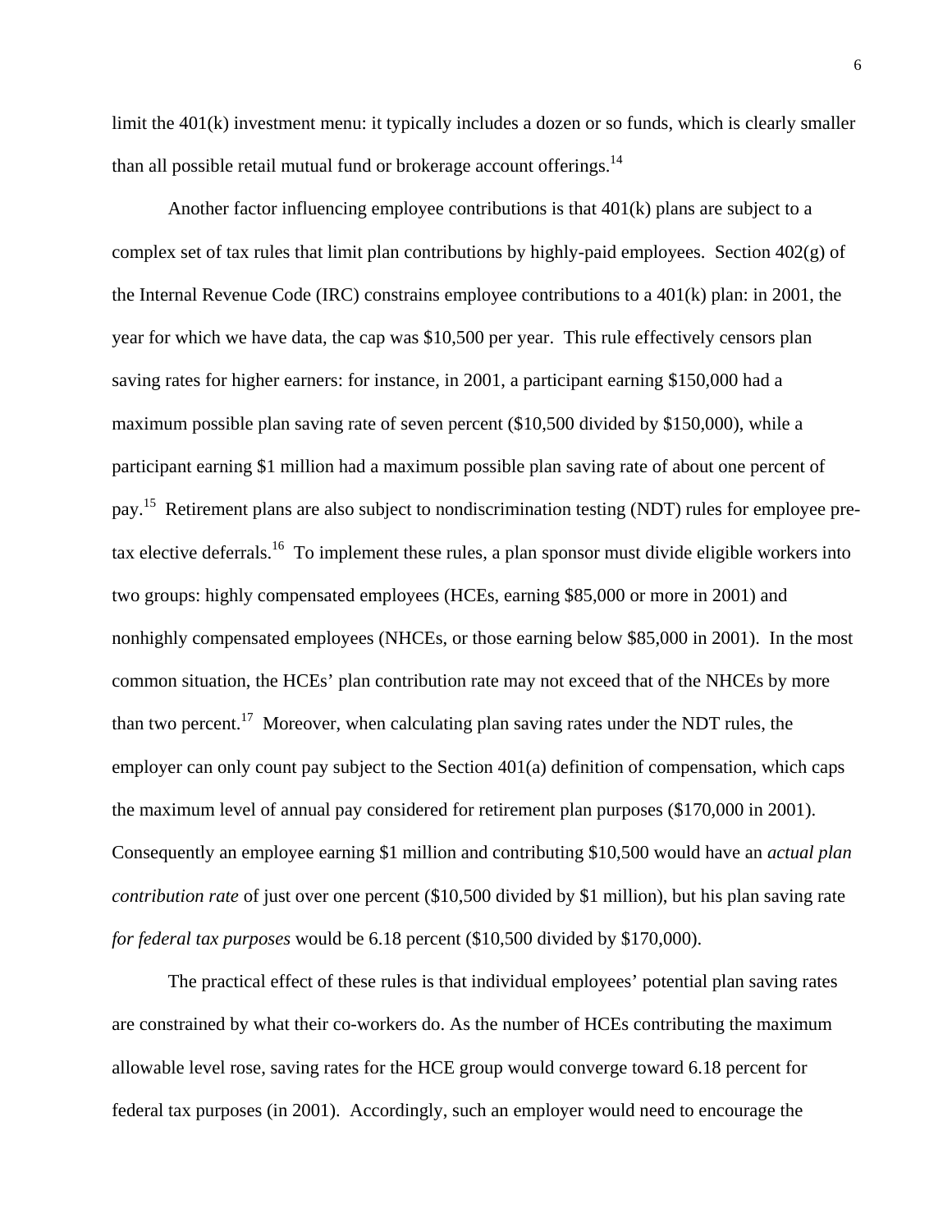limit the 401(k) investment menu: it typically includes a dozen or so funds, which is clearly smaller than all possible retail mutual fund or brokerage account offerings.[14]

Another factor influencing employee contributions is that 401(k) plans are subject to a complex set of tax rules that limit plan contributions by highly-paid employees. Section 402(g) of the Internal Revenue Code (IRC) constrains employee contributions to a 401(k) plan: in 2001, the year for which we have data, the cap was $10,500 per year. This rule effectively censors plan saving rates for higher earners: for instance, in 2001, a participant earning $150,000 had a maximum possible plan saving rate of seven percent ($10,500 divided by $150,000), while a participant earning $1 million had a maximum possible plan saving rate of about one percent of pay.[15] Retirement plans are also subject to nondiscrimination testing (NDT) rules for employee pre-tax elective deferrals.[16] To implement these rules, a plan sponsor must divide eligible workers into two groups: highly compensated employees (HCEs, earning $85,000 or more in 2001) and nonhighly compensated employees (NHCEs, or those earning below $85,000 in 2001). In the most common situation, the HCEs' plan contribution rate may not exceed that of the NHCEs by more than two percent.[17] Moreover, when calculating plan saving rates under the NDT rules, the employer can only count pay subject to the Section 401(a) definition of compensation, which caps the maximum level of annual pay considered for retirement plan purposes ($170,000 in 2001). Consequently an employee earning $1 million and contributing $10,500 would have an *actual plan contribution rate* of just over one percent ($10,500 divided by $1 million), but his plan saving rate *for federal tax purposes* would be 6.18 percent ($10,500 divided by $170,000).

The practical effect of these rules is that individual employees' potential plan saving rates are constrained by what their co-workers do. As the number of HCEs contributing the maximum allowable level rose, saving rates for the HCE group would converge toward 6.18 percent for federal tax purposes (in 2001). Accordingly, such an employer would need to encourage the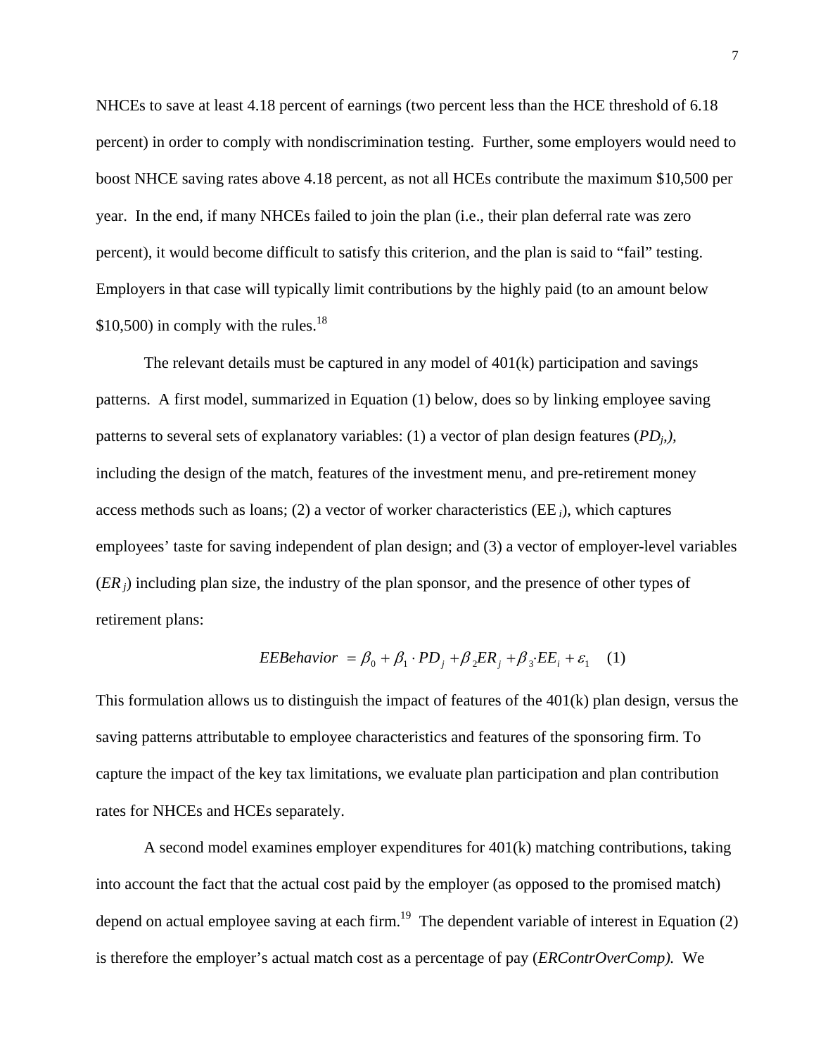NHCEs to save at least 4.18 percent of earnings (two percent less than the HCE threshold of 6.18 percent) in order to comply with nondiscrimination testing. Further, some employers would need to boost NHCE saving rates above 4.18 percent, as not all HCEs contribute the maximum $10,500 per year. In the end, if many NHCEs failed to join the plan (i.e., their plan deferral rate was zero percent), it would become difficult to satisfy this criterion, and the plan is said to "fail" testing. Employers in that case will typically limit contributions by the highly paid (to an amount below $10,500) in comply with the rules.[18]

The relevant details must be captured in any model of 401(k) participation and savings patterns. A first model, summarized in Equation (1) below, does so by linking employee saving patterns to several sets of explanatory variables: (1) a vector of plan design features ($PD_j$), including the design of the match, features of the investment menu, and pre-retirement money access methods such as loans; (2) a vector of worker characteristics ($EE_i$), which captures employees' taste for saving independent of plan design; and (3) a vector of employer-level variables ($ER_j$) including plan size, the industry of the plan sponsor, and the presence of other types of retirement plans:

$$EEBehavior = \beta_0 + \beta_1 \cdot PD_j + \beta_2 ER_j + \beta_3 \cdot EE_i + \varepsilon_1 \quad (1)$$

This formulation allows us to distinguish the impact of features of the 401(k) plan design, versus the saving patterns attributable to employee characteristics and features of the sponsoring firm. To capture the impact of the key tax limitations, we evaluate plan participation and plan contribution rates for NHCEs and HCEs separately.

A second model examines employer expenditures for 401(k) matching contributions, taking into account the fact that the actual cost paid by the employer (as opposed to the promised match) depend on actual employee saving at each firm.[19] The dependent variable of interest in Equation (2) is therefore the employer's actual match cost as a percentage of pay (*ERContrOverComp).* We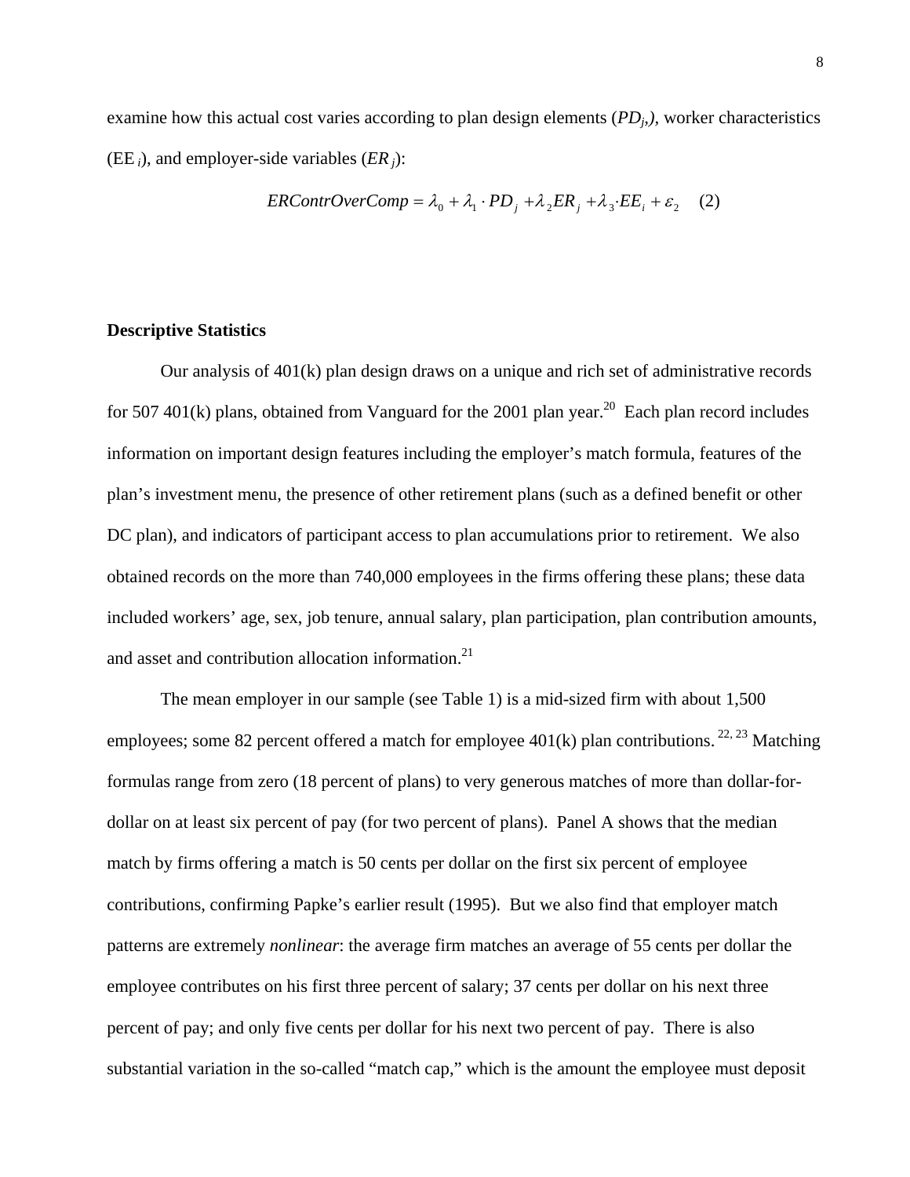examine how this actual cost varies according to plan design elements ($PD_j$), worker characteristics ($EE_i$), and employer-side variables ($ER_j$):

$$ERContrOverComp = \lambda_0 + \lambda_1 \cdot PD_j + \lambda_2 ER_j + \lambda_3 \cdot EE_i + \varepsilon_2 \quad (2)$$

**Descriptive Statistics**

Our analysis of 401(k) plan design draws on a unique and rich set of administrative records for 507 401(k) plans, obtained from Vanguard for the 2001 plan year.[20] Each plan record includes information on important design features including the employer's match formula, features of the plan's investment menu, the presence of other retirement plans (such as a defined benefit or other DC plan), and indicators of participant access to plan accumulations prior to retirement. We also obtained records on the more than 740,000 employees in the firms offering these plans; these data included workers' age, sex, job tenure, annual salary, plan participation, plan contribution amounts, and asset and contribution allocation information.[21]

The mean employer in our sample (see Table 1) is a mid-sized firm with about 1,500 employees; some 82 percent offered a match for employee 401(k) plan contributions.[22, 23] Matching formulas range from zero (18 percent of plans) to very generous matches of more than dollar-for-dollar on at least six percent of pay (for two percent of plans). Panel A shows that the median match by firms offering a match is 50 cents per dollar on the first six percent of employee contributions, confirming Papke's earlier result (1995). But we also find that employer match patterns are extremely *nonlinear*: the average firm matches an average of 55 cents per dollar the employee contributes on his first three percent of salary; 37 cents per dollar on his next three percent of pay; and only five cents per dollar for his next two percent of pay. There is also substantial variation in the so-called "match cap," which is the amount the employee must deposit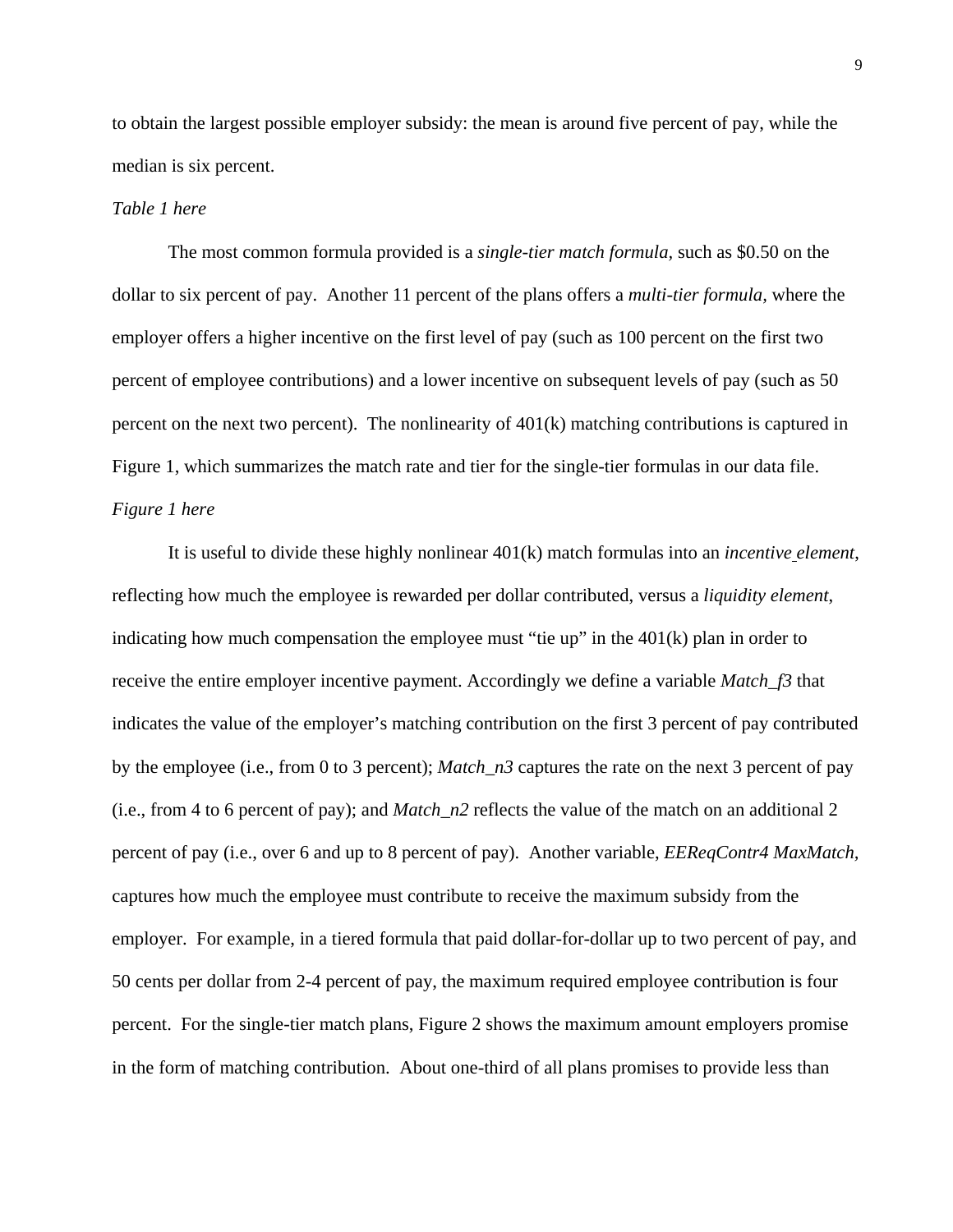to obtain the largest possible employer subsidy: the mean is around five percent of pay, while the median is six percent.

*Table 1 here*

The most common formula provided is a *single-tier match formula,* such as $0.50 on the dollar to six percent of pay. Another 11 percent of the plans offers a *multi-tier formula,* where the employer offers a higher incentive on the first level of pay (such as 100 percent on the first two percent of employee contributions) and a lower incentive on subsequent levels of pay (such as 50 percent on the next two percent). The nonlinearity of 401(k) matching contributions is captured in Figure 1, which summarizes the match rate and tier for the single-tier formulas in our data file.

*Figure 1 here*

It is useful to divide these highly nonlinear 401(k) match formulas into an *incentive element*, reflecting how much the employee is rewarded per dollar contributed, versus a *liquidity element*, indicating how much compensation the employee must "tie up" in the 401(k) plan in order to receive the entire employer incentive payment. Accordingly we define a variable *Match_f3* that indicates the value of the employer's matching contribution on the first 3 percent of pay contributed by the employee (i.e., from 0 to 3 percent); *Match_n3* captures the rate on the next 3 percent of pay (i.e., from 4 to 6 percent of pay); and *Match_n2* reflects the value of the match on an additional 2 percent of pay (i.e., over 6 and up to 8 percent of pay). Another variable, *EEReqContr4 MaxMatch*, captures how much the employee must contribute to receive the maximum subsidy from the employer. For example, in a tiered formula that paid dollar-for-dollar up to two percent of pay, and 50 cents per dollar from 2-4 percent of pay, the maximum required employee contribution is four percent. For the single-tier match plans, Figure 2 shows the maximum amount employers promise in the form of matching contribution. About one-third of all plans promises to provide less than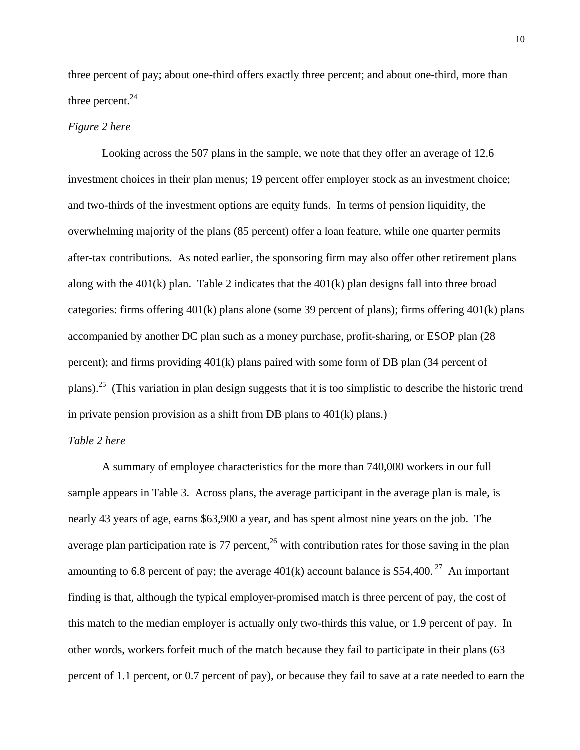three percent of pay; about one-third offers exactly three percent; and about one-third, more than three percent.[24]

*Figure 2 here*

Looking across the 507 plans in the sample, we note that they offer an average of 12.6 investment choices in their plan menus; 19 percent offer employer stock as an investment choice; and two-thirds of the investment options are equity funds. In terms of pension liquidity, the overwhelming majority of the plans (85 percent) offer a loan feature, while one quarter permits after-tax contributions. As noted earlier, the sponsoring firm may also offer other retirement plans along with the 401(k) plan. Table 2 indicates that the 401(k) plan designs fall into three broad categories: firms offering 401(k) plans alone (some 39 percent of plans); firms offering 401(k) plans accompanied by another DC plan such as a money purchase, profit-sharing, or ESOP plan (28 percent); and firms providing 401(k) plans paired with some form of DB plan (34 percent of plans).[25] (This variation in plan design suggests that it is too simplistic to describe the historic trend in private pension provision as a shift from DB plans to 401(k) plans.)

*Table 2 here*

A summary of employee characteristics for the more than 740,000 workers in our full sample appears in Table 3. Across plans, the average participant in the average plan is male, is nearly 43 years of age, earns $63,900 a year, and has spent almost nine years on the job. The average plan participation rate is 77 percent,[26] with contribution rates for those saving in the plan amounting to 6.8 percent of pay; the average 401(k) account balance is $54,400.[27] An important finding is that, although the typical employer-promised match is three percent of pay, the cost of this match to the median employer is actually only two-thirds this value, or 1.9 percent of pay. In other words, workers forfeit much of the match because they fail to participate in their plans (63 percent of 1.1 percent, or 0.7 percent of pay), or because they fail to save at a rate needed to earn the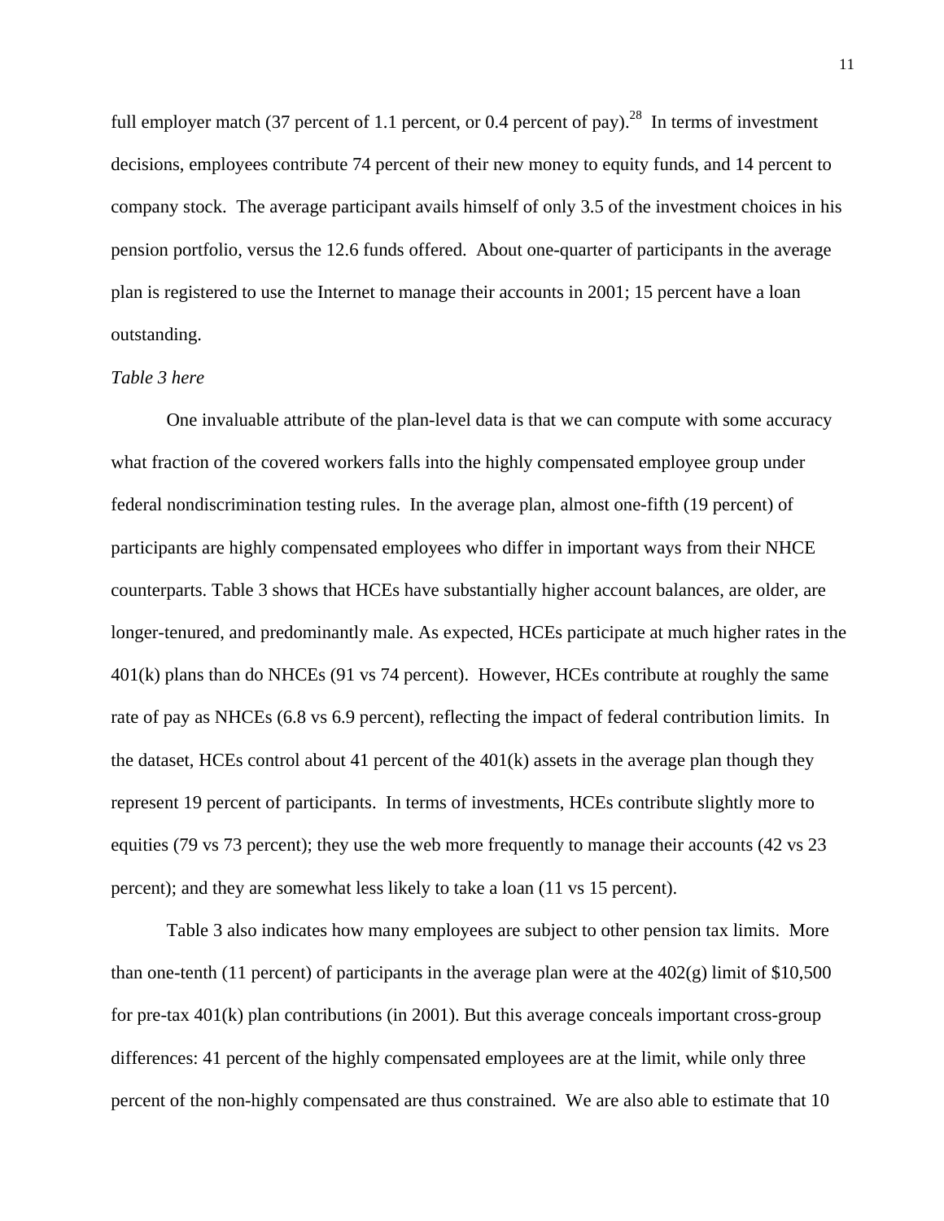full employer match (37 percent of 1.1 percent, or 0.4 percent of pay).[28] In terms of investment decisions, employees contribute 74 percent of their new money to equity funds, and 14 percent to company stock. The average participant avails himself of only 3.5 of the investment choices in his pension portfolio, versus the 12.6 funds offered. About one-quarter of participants in the average plan is registered to use the Internet to manage their accounts in 2001; 15 percent have a loan outstanding.

*Table 3 here*

One invaluable attribute of the plan-level data is that we can compute with some accuracy what fraction of the covered workers falls into the highly compensated employee group under federal nondiscrimination testing rules. In the average plan, almost one-fifth (19 percent) of participants are highly compensated employees who differ in important ways from their NHCE counterparts. Table 3 shows that HCEs have substantially higher account balances, are older, are longer-tenured, and predominantly male. As expected, HCEs participate at much higher rates in the 401(k) plans than do NHCEs (91 vs 74 percent). However, HCEs contribute at roughly the same rate of pay as NHCEs (6.8 vs 6.9 percent), reflecting the impact of federal contribution limits. In the dataset, HCEs control about 41 percent of the 401(k) assets in the average plan though they represent 19 percent of participants. In terms of investments, HCEs contribute slightly more to equities (79 vs 73 percent); they use the web more frequently to manage their accounts (42 vs 23 percent); and they are somewhat less likely to take a loan (11 vs 15 percent).

Table 3 also indicates how many employees are subject to other pension tax limits. More than one-tenth (11 percent) of participants in the average plan were at the 402(g) limit of $10,500 for pre-tax 401(k) plan contributions (in 2001). But this average conceals important cross-group differences: 41 percent of the highly compensated employees are at the limit, while only three percent of the non-highly compensated are thus constrained. We are also able to estimate that 10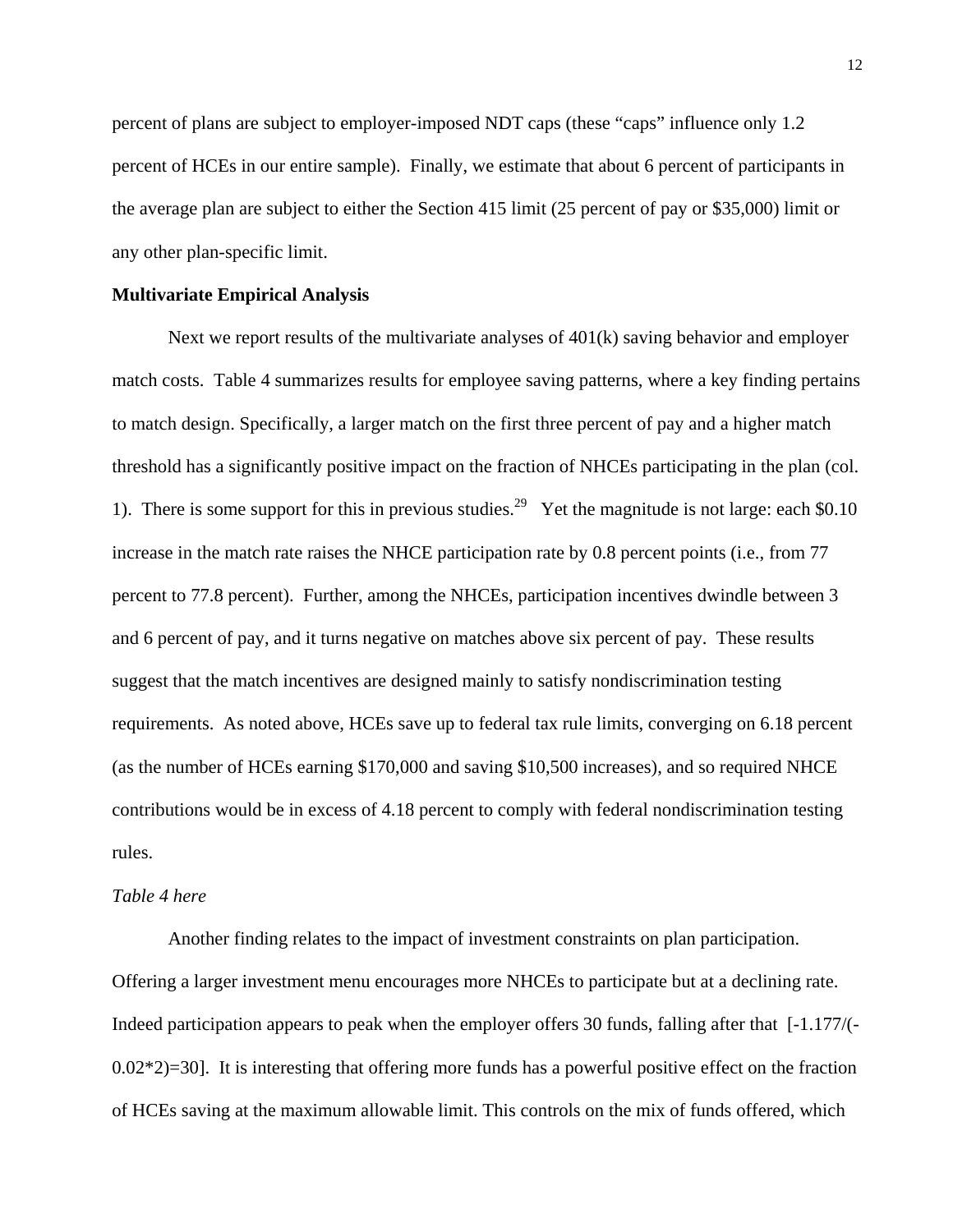percent of plans are subject to employer-imposed NDT caps (these "caps" influence only 1.2 percent of HCEs in our entire sample). Finally, we estimate that about 6 percent of participants in the average plan are subject to either the Section 415 limit (25 percent of pay or $35,000) limit or any other plan-specific limit.

**Multivariate Empirical Analysis**

Next we report results of the multivariate analyses of 401(k) saving behavior and employer match costs. Table 4 summarizes results for employee saving patterns, where a key finding pertains to match design. Specifically, a larger match on the first three percent of pay and a higher match threshold has a significantly positive impact on the fraction of NHCEs participating in the plan (col. 1). There is some support for this in previous studies.[29] Yet the magnitude is not large: each $0.10 increase in the match rate raises the NHCE participation rate by 0.8 percent points (i.e., from 77 percent to 77.8 percent). Further, among the NHCEs, participation incentives dwindle between 3 and 6 percent of pay, and it turns negative on matches above six percent of pay. These results suggest that the match incentives are designed mainly to satisfy nondiscrimination testing requirements. As noted above, HCEs save up to federal tax rule limits, converging on 6.18 percent (as the number of HCEs earning $170,000 and saving $10,500 increases), and so required NHCE contributions would be in excess of 4.18 percent to comply with federal nondiscrimination testing rules.

*Table 4 here*

Another finding relates to the impact of investment constraints on plan participation. Offering a larger investment menu encourages more NHCEs to participate but at a declining rate. Indeed participation appears to peak when the employer offers 30 funds, falling after that [-1.177/(-0.02*2)=30]. It is interesting that offering more funds has a powerful positive effect on the fraction of HCEs saving at the maximum allowable limit. This controls on the mix of funds offered, which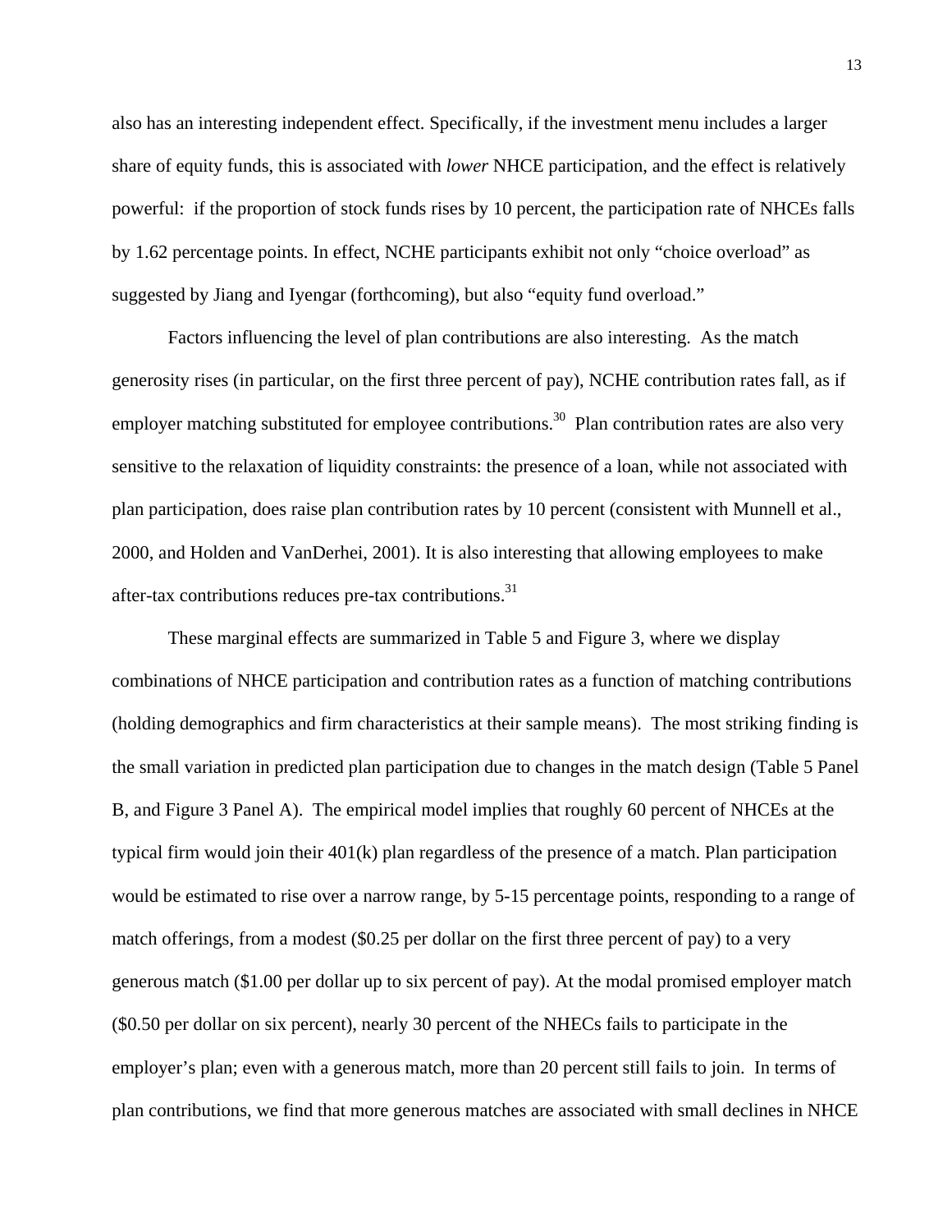also has an interesting independent effect. Specifically, if the investment menu includes a larger share of equity funds, this is associated with *lower* NHCE participation, and the effect is relatively powerful: if the proportion of stock funds rises by 10 percent, the participation rate of NHCEs falls by 1.62 percentage points. In effect, NCHE participants exhibit not only "choice overload" as suggested by Jiang and Iyengar (forthcoming), but also "equity fund overload."

Factors influencing the level of plan contributions are also interesting. As the match generosity rises (in particular, on the first three percent of pay), NCHE contribution rates fall, as if employer matching substituted for employee contributions.[30] Plan contribution rates are also very sensitive to the relaxation of liquidity constraints: the presence of a loan, while not associated with plan participation, does raise plan contribution rates by 10 percent (consistent with Munnell et al., 2000, and Holden and VanDerhei, 2001). It is also interesting that allowing employees to make after-tax contributions reduces pre-tax contributions.[31]

These marginal effects are summarized in Table 5 and Figure 3, where we display combinations of NHCE participation and contribution rates as a function of matching contributions (holding demographics and firm characteristics at their sample means). The most striking finding is the small variation in predicted plan participation due to changes in the match design (Table 5 Panel B, and Figure 3 Panel A). The empirical model implies that roughly 60 percent of NHCEs at the typical firm would join their 401(k) plan regardless of the presence of a match. Plan participation would be estimated to rise over a narrow range, by 5-15 percentage points, responding to a range of match offerings, from a modest ($0.25 per dollar on the first three percent of pay) to a very generous match ($1.00 per dollar up to six percent of pay). At the modal promised employer match ($0.50 per dollar on six percent), nearly 30 percent of the NHECs fails to participate in the employer's plan; even with a generous match, more than 20 percent still fails to join. In terms of plan contributions, we find that more generous matches are associated with small declines in NHCE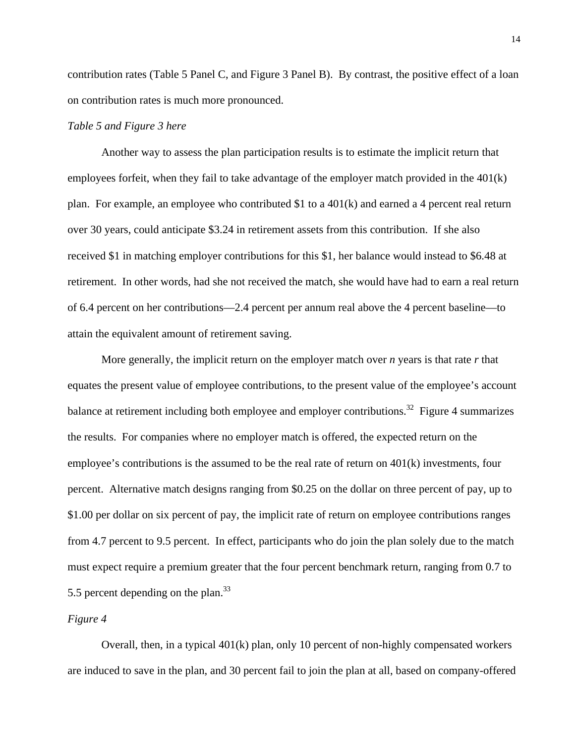contribution rates (Table 5 Panel C, and Figure 3 Panel B). By contrast, the positive effect of a loan on contribution rates is much more pronounced.

*Table 5 and Figure 3 here*

Another way to assess the plan participation results is to estimate the implicit return that employees forfeit, when they fail to take advantage of the employer match provided in the 401(k) plan. For example, an employee who contributed \$1 to a 401(k) and earned a 4 percent real return over 30 years, could anticipate \$3.24 in retirement assets from this contribution. If she also received \$1 in matching employer contributions for this \$1, her balance would instead to \$6.48 at retirement. In other words, had she not received the match, she would have had to earn a real return of 6.4 percent on her contributions—2.4 percent per annum real above the 4 percent baseline—to attain the equivalent amount of retirement saving.

More generally, the implicit return on the employer match over *n* years is that rate *r* that equates the present value of employee contributions, to the present value of the employee's account balance at retirement including both employee and employer contributions.[32] Figure 4 summarizes the results. For companies where no employer match is offered, the expected return on the employee's contributions is the assumed to be the real rate of return on 401(k) investments, four percent. Alternative match designs ranging from \$0.25 on the dollar on three percent of pay, up to \$1.00 per dollar on six percent of pay, the implicit rate of return on employee contributions ranges from 4.7 percent to 9.5 percent. In effect, participants who do join the plan solely due to the match must expect require a premium greater that the four percent benchmark return, ranging from 0.7 to 5.5 percent depending on the plan.[33]

*Figure 4*

Overall, then, in a typical 401(k) plan, only 10 percent of non-highly compensated workers are induced to save in the plan, and 30 percent fail to join the plan at all, based on company-offered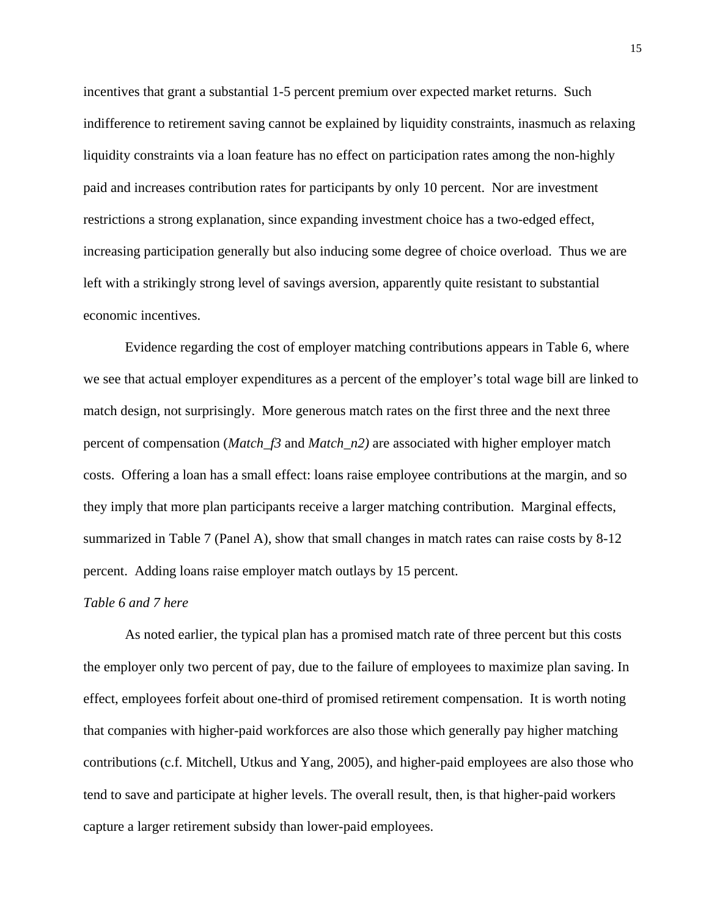incentives that grant a substantial 1-5 percent premium over expected market returns. Such indifference to retirement saving cannot be explained by liquidity constraints, inasmuch as relaxing liquidity constraints via a loan feature has no effect on participation rates among the non-highly paid and increases contribution rates for participants by only 10 percent. Nor are investment restrictions a strong explanation, since expanding investment choice has a two-edged effect, increasing participation generally but also inducing some degree of choice overload. Thus we are left with a strikingly strong level of savings aversion, apparently quite resistant to substantial economic incentives.

Evidence regarding the cost of employer matching contributions appears in Table 6, where we see that actual employer expenditures as a percent of the employer's total wage bill are linked to match design, not surprisingly. More generous match rates on the first three and the next three percent of compensation (*Match_f3* and *Match_n2)* are associated with higher employer match costs. Offering a loan has a small effect: loans raise employee contributions at the margin, and so they imply that more plan participants receive a larger matching contribution. Marginal effects, summarized in Table 7 (Panel A), show that small changes in match rates can raise costs by 8-12 percent. Adding loans raise employer match outlays by 15 percent.

*Table 6 and 7 here*

As noted earlier, the typical plan has a promised match rate of three percent but this costs the employer only two percent of pay, due to the failure of employees to maximize plan saving. In effect, employees forfeit about one-third of promised retirement compensation. It is worth noting that companies with higher-paid workforces are also those which generally pay higher matching contributions (c.f. Mitchell, Utkus and Yang, 2005), and higher-paid employees are also those who tend to save and participate at higher levels. The overall result, then, is that higher-paid workers capture a larger retirement subsidy than lower-paid employees.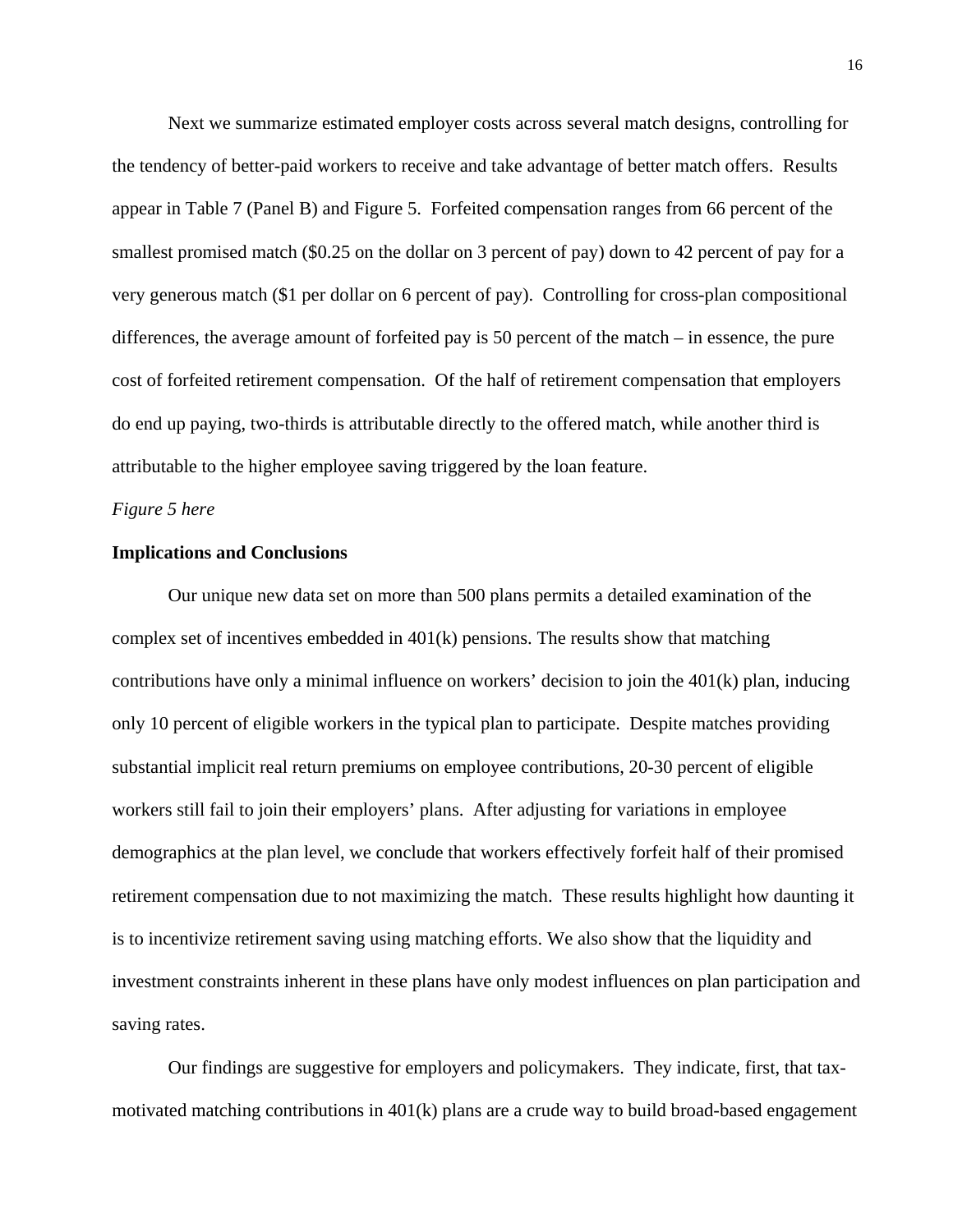Next we summarize estimated employer costs across several match designs, controlling for the tendency of better-paid workers to receive and take advantage of better match offers. Results appear in Table 7 (Panel B) and Figure 5. Forfeited compensation ranges from 66 percent of the smallest promised match ($0.25 on the dollar on 3 percent of pay) down to 42 percent of pay for a very generous match ($1 per dollar on 6 percent of pay). Controlling for cross-plan compositional differences, the average amount of forfeited pay is 50 percent of the match – in essence, the pure cost of forfeited retirement compensation. Of the half of retirement compensation that employers do end up paying, two-thirds is attributable directly to the offered match, while another third is attributable to the higher employee saving triggered by the loan feature.

*Figure 5 here*

**Implications and Conclusions**

Our unique new data set on more than 500 plans permits a detailed examination of the complex set of incentives embedded in 401(k) pensions. The results show that matching contributions have only a minimal influence on workers' decision to join the 401(k) plan, inducing only 10 percent of eligible workers in the typical plan to participate. Despite matches providing substantial implicit real return premiums on employee contributions, 20-30 percent of eligible workers still fail to join their employers' plans. After adjusting for variations in employee demographics at the plan level, we conclude that workers effectively forfeit half of their promised retirement compensation due to not maximizing the match. These results highlight how daunting it is to incentivize retirement saving using matching efforts. We also show that the liquidity and investment constraints inherent in these plans have only modest influences on plan participation and saving rates.

Our findings are suggestive for employers and policymakers. They indicate, first, that tax-motivated matching contributions in 401(k) plans are a crude way to build broad-based engagement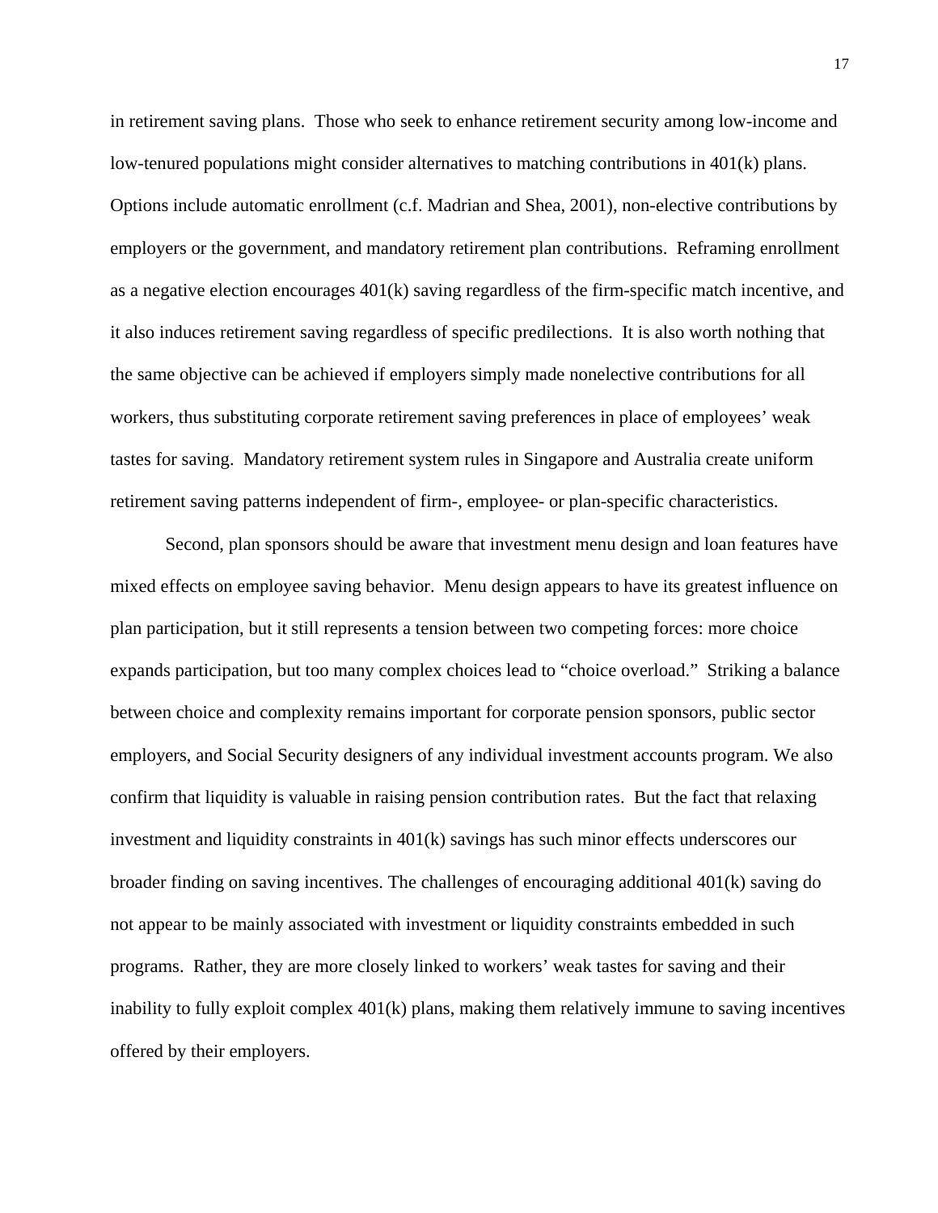in retirement saving plans. Those who seek to enhance retirement security among low-income and low-tenured populations might consider alternatives to matching contributions in 401(k) plans. Options include automatic enrollment (c.f. Madrian and Shea, 2001), non-elective contributions by employers or the government, and mandatory retirement plan contributions. Reframing enrollment as a negative election encourages 401(k) saving regardless of the firm-specific match incentive, and it also induces retirement saving regardless of specific predilections. It is also worth nothing that the same objective can be achieved if employers simply made nonelective contributions for all workers, thus substituting corporate retirement saving preferences in place of employees' weak tastes for saving. Mandatory retirement system rules in Singapore and Australia create uniform retirement saving patterns independent of firm-, employee- or plan-specific characteristics.

Second, plan sponsors should be aware that investment menu design and loan features have mixed effects on employee saving behavior. Menu design appears to have its greatest influence on plan participation, but it still represents a tension between two competing forces: more choice expands participation, but too many complex choices lead to "choice overload." Striking a balance between choice and complexity remains important for corporate pension sponsors, public sector employers, and Social Security designers of any individual investment accounts program. We also confirm that liquidity is valuable in raising pension contribution rates. But the fact that relaxing investment and liquidity constraints in 401(k) savings has such minor effects underscores our broader finding on saving incentives. The challenges of encouraging additional 401(k) saving do not appear to be mainly associated with investment or liquidity constraints embedded in such programs. Rather, they are more closely linked to workers' weak tastes for saving and their inability to fully exploit complex 401(k) plans, making them relatively immune to saving incentives offered by their employers.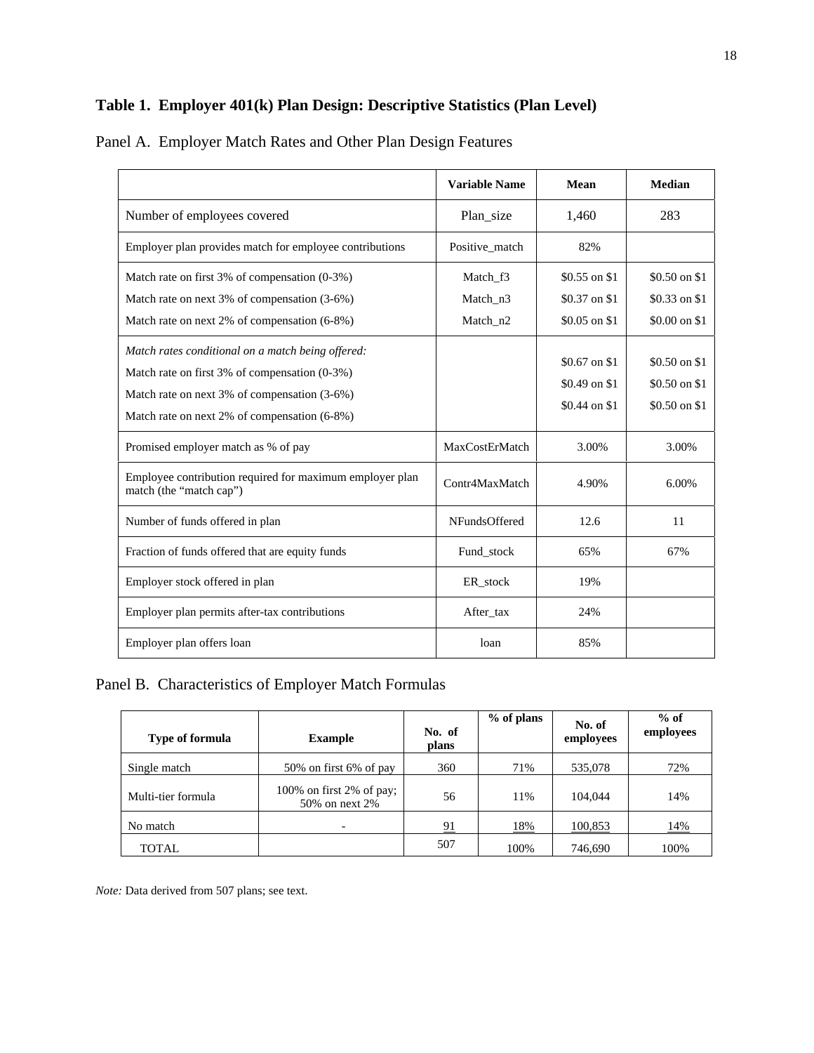## Table 1. Employer 401(k) Plan Design: Descriptive Statistics (Plan Level)

### Panel A. Employer Match Rates and Other Plan Design Features

| | Variable Name | Mean | Median |
|---|---|---|---|
| Number of employees covered | Plan_size | 1,460 | 283 |
| Employer plan provides match for employee contributions | Positive_match | 82% | |
| Match rate on first 3% of compensation (0-3%) | Match_f3 | \$0.55 on \$1 | \$0.50 on \$1 |
| Match rate on next 3% of compensation (3-6%) | Match_n3 | \$0.37 on \$1 | \$0.33 on \$1 |
| Match rate on next 2% of compensation (6-8%) | Match_n2 | \$0.05 on \$1 | \$0.00 on \$1 |
| *Match rates conditional on a match being offered:* | | | |
| Match rate on first 3% of compensation (0-3%) | | \$0.67 on \$1 | \$0.50 on \$1 |
| Match rate on next 3% of compensation (3-6%) | | \$0.49 on \$1 | \$0.50 on \$1 |
| Match rate on next 2% of compensation (6-8%) | | \$0.44 on \$1 | \$0.50 on \$1 |
| Promised employer match as % of pay | MaxCostErMatch | 3.00% | 3.00% |
| Employee contribution required for maximum employer plan match (the "match cap") | Contr4MaxMatch | 4.90% | 6.00% |
| Number of funds offered in plan | NFundsOffered | 12.6 | 11 |
| Fraction of funds offered that are equity funds | Fund_stock | 65% | 67% |
| Employer stock offered in plan | ER_stock | 19% | |
| Employer plan permits after-tax contributions | After_tax | 24% | |
| Employer plan offers loan | loan | 85% | |

### Panel B. Characteristics of Employer Match Formulas

| Type of formula | Example | No. of plans | % of plans | No. of employees | % of employees |
|---|---|---|---|---|---|
| Single match | 50% on first 6% of pay | 360 | 71% | 535,078 | 72% |
| Multi-tier formula | 100% on first 2% of pay; 50% on next 2% | 56 | 11% | 104,044 | 14% |
| No match | - | 91 | 18% | 100,853 | 14% |
| TOTAL | | 507 | 100% | 746,690 | 100% |

*Note:* Data derived from 507 plans; see text.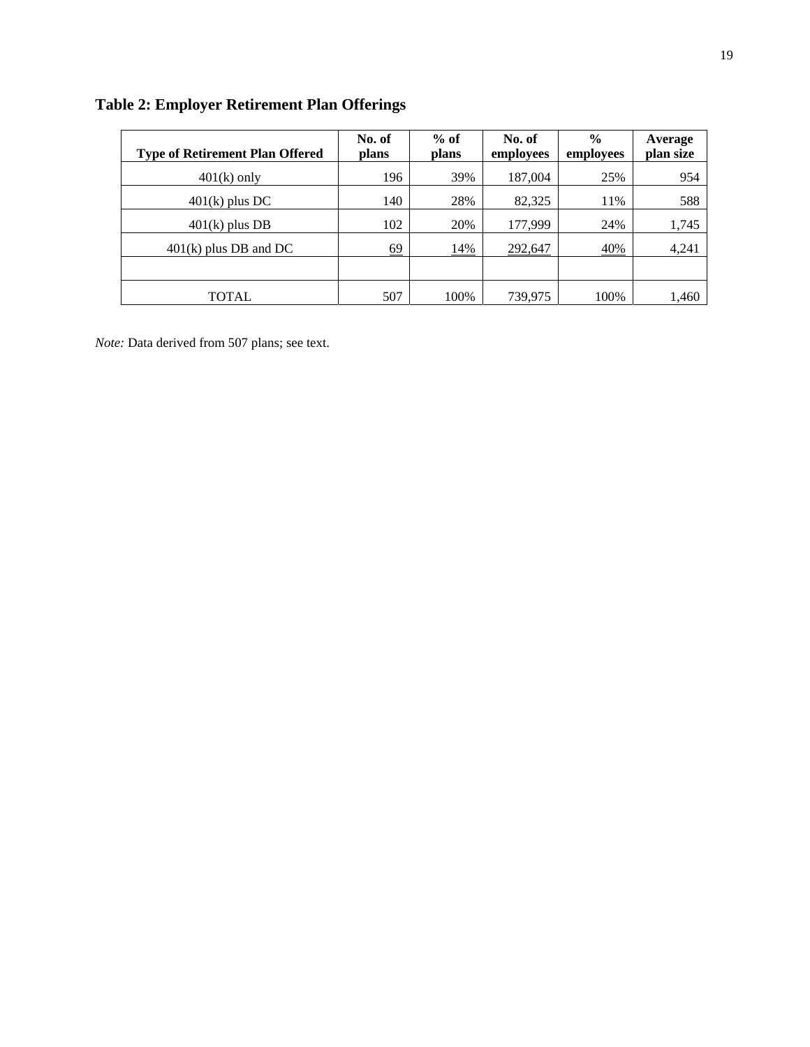## Table 2: Employer Retirement Plan Offerings

| Type of Retirement Plan Offered | No. of plans | % of plans | No. of employees | % employees | Average plan size |
|---|---|---|---|---|---|
| 401(k) only | 196 | 39% | 187,004 | 25% | 954 |
| 401(k) plus DC | 140 | 28% | 82,325 | 11% | 588 |
| 401(k) plus DB | 102 | 20% | 177,999 | 24% | 1,745 |
| 401(k) plus DB and DC | 69 | 14% | 292,647 | 40% | 4,241 |
| | | | | | |
| TOTAL | 507 | 100% | 739,975 | 100% | 1,460 |

*Note:* Data derived from 507 plans; see text.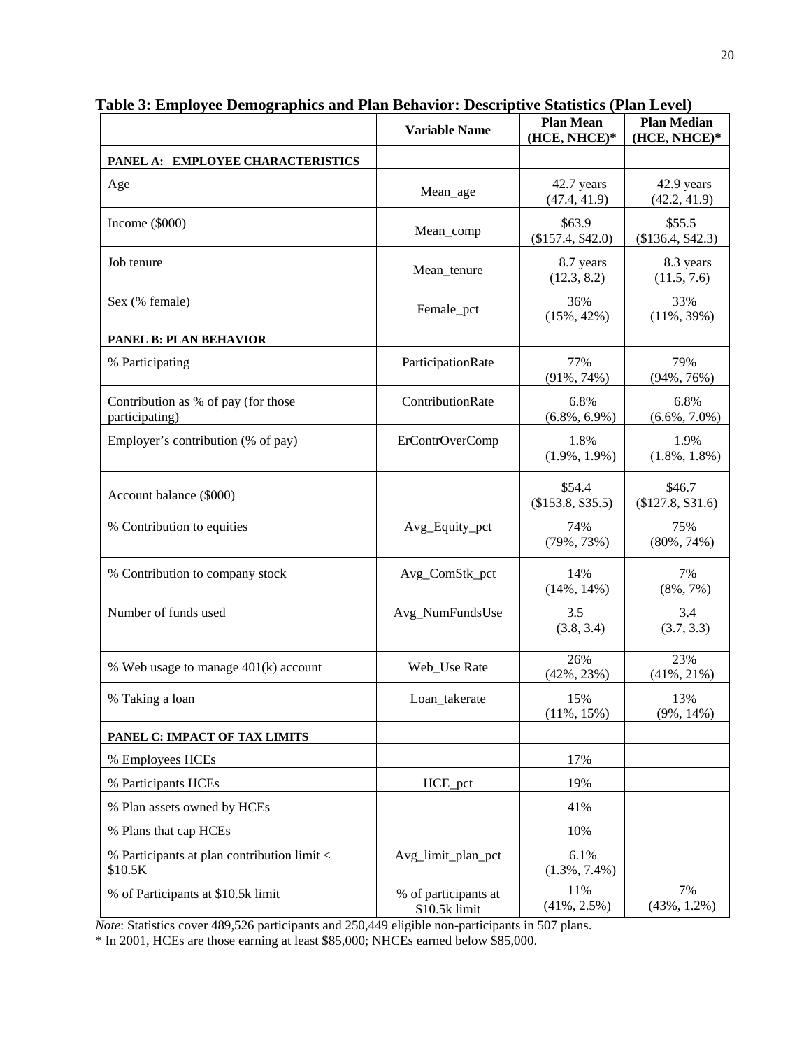**Table 3: Employee Demographics and Plan Behavior: Descriptive Statistics (Plan Level)**

| | Variable Name | Plan Mean (HCE, NHCE)* | Plan Median (HCE, NHCE)* |
|---|---|---|---|
| **PANEL A: EMPLOYEE CHARACTERISTICS** | | | |
| Age | Mean_age | 42.7 years (47.4, 41.9) | 42.9 years (42.2, 41.9) |
| Income ($000) | Mean_comp | $63.9 ($157.4, $42.0) | $55.5 ($136.4, $42.3) |
| Job tenure | Mean_tenure | 8.7 years (12.3, 8.2) | 8.3 years (11.5, 7.6) |
| Sex (% female) | Female_pct | 36% (15%, 42%) | 33% (11%, 39%) |
| **PANEL B: PLAN BEHAVIOR** | | | |
| % Participating | ParticipationRate | 77% (91%, 74%) | 79% (94%, 76%) |
| Contribution as % of pay (for those participating) | ContributionRate | 6.8% (6.8%, 6.9%) | 6.8% (6.6%, 7.0%) |
| Employer's contribution (% of pay) | ErContrOverComp | 1.8% (1.9%, 1.9%) | 1.9% (1.8%, 1.8%) |
| Account balance ($000) | | $54.4 ($153.8, $35.5) | $46.7 ($127.8, $31.6) |
| % Contribution to equities | Avg_Equity_pct | 74% (79%, 73%) | 75% (80%, 74%) |
| % Contribution to company stock | Avg_ComStk_pct | 14% (14%, 14%) | 7% (8%, 7%) |
| Number of funds used | Avg_NumFundsUse | 3.5 (3.8, 3.4) | 3.4 (3.7, 3.3) |
| % Web usage to manage 401(k) account | Web_Use Rate | 26% (42%, 23%) | 23% (41%, 21%) |
| % Taking a loan | Loan_takerate | 15% (11%, 15%) | 13% (9%, 14%) |
| **PANEL C: IMPACT OF TAX LIMITS** | | | |
| % Employees HCEs | | 17% | |
| % Participants HCEs | HCE_pct | 19% | |
| % Plan assets owned by HCEs | | 41% | |
| % Plans that cap HCEs | | 10% | |
| % Participants at plan contribution limit < $10.5K | Avg_limit_plan_pct | 6.1% (1.3%, 7.4%) | |
| % of Participants at $10.5k limit | % of participants at $10.5k limit | 11% (41%, 2.5%) | 7% (43%, 1.2%) |

*Note*: Statistics cover 489,526 participants and 250,449 eligible non-participants in 507 plans.

* In 2001, HCEs are those earning at least $85,000; NHCEs earned below $85,000.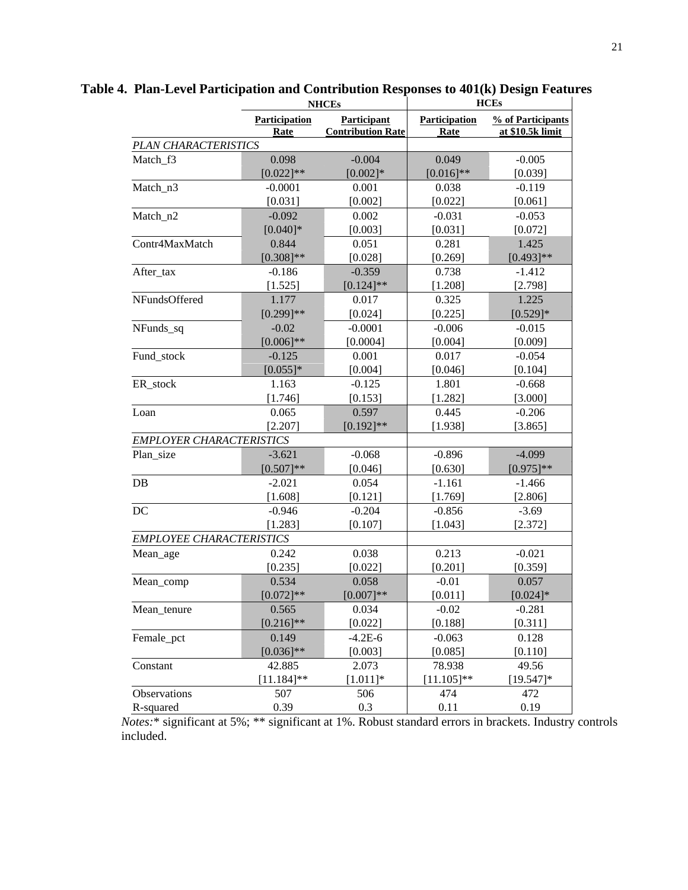**Table 4. Plan-Level Participation and Contribution Responses to 401(k) Design Features**

| | NHCEs | | HCEs | |
|---|---|---|---|---|
| | Participation Rate | Participant Contribution Rate | Participation Rate | % of Participants at $10.5k limit |
| *PLAN CHARACTERISTICS* | | | | |
| Match_f3 | 0.098 | -0.004 | 0.049 | -0.005 |
| | [0.022]** | [0.002]* | [0.016]** | [0.039] |
| Match_n3 | -0.0001 | 0.001 | 0.038 | -0.119 |
| | [0.031] | [0.002] | [0.022] | [0.061] |
| Match_n2 | -0.092 | 0.002 | -0.031 | -0.053 |
| | [0.040]* | [0.003] | [0.031] | [0.072] |
| Contr4MaxMatch | 0.844 | 0.051 | 0.281 | 1.425 |
| | [0.308]** | [0.028] | [0.269] | [0.493]** |
| After_tax | -0.186 | -0.359 | 0.738 | -1.412 |
| | [1.525] | [0.124]** | [1.208] | [2.798] |
| NFundsOffered | 1.177 | 0.017 | 0.325 | 1.225 |
| | [0.299]** | [0.024] | [0.225] | [0.529]* |
| NFunds_sq | -0.02 | -0.0001 | -0.006 | -0.015 |
| | [0.006]** | [0.0004] | [0.004] | [0.009] |
| Fund_stock | -0.125 | 0.001 | 0.017 | -0.054 |
| | [0.055]* | [0.004] | [0.046] | [0.104] |
| ER_stock | 1.163 | -0.125 | 1.801 | -0.668 |
| | [1.746] | [0.153] | [1.282] | [3.000] |
| Loan | 0.065 | 0.597 | 0.445 | -0.206 |
| | [2.207] | [0.192]** | [1.938] | [3.865] |
| *EMPLOYER CHARACTERISTICS* | | | | |
| Plan_size | -3.621 | -0.068 | -0.896 | -4.099 |
| | [0.507]** | [0.046] | [0.630] | [0.975]** |
| DB | -2.021 | 0.054 | -1.161 | -1.466 |
| | [1.608] | [0.121] | [1.769] | [2.806] |
| DC | -0.946 | -0.204 | -0.856 | -3.69 |
| | [1.283] | [0.107] | [1.043] | [2.372] |
| *EMPLOYEE CHARACTERISTICS* | | | | |
| Mean_age | 0.242 | 0.038 | 0.213 | -0.021 |
| | [0.235] | [0.022] | [0.201] | [0.359] |
| Mean_comp | 0.534 | 0.058 | -0.01 | 0.057 |
| | [0.072]** | [0.007]** | [0.011] | [0.024]* |
| Mean_tenure | 0.565 | 0.034 | -0.02 | -0.281 |
| | [0.216]** | [0.022] | [0.188] | [0.311] |
| Female_pct | 0.149 | -4.2E-6 | -0.063 | 0.128 |
| | [0.036]** | [0.003] | [0.085] | [0.110] |
| Constant | 42.885 | 2.073 | 78.938 | 49.56 |
| | [11.184]** | [1.011]* | [11.105]** | [19.547]* |
| Observations | 507 | 506 | 474 | 472 |
| R-squared | 0.39 | 0.3 | 0.11 | 0.19 |

*Notes:* * significant at 5%; ** significant at 1%. Robust standard errors in brackets. Industry controls included.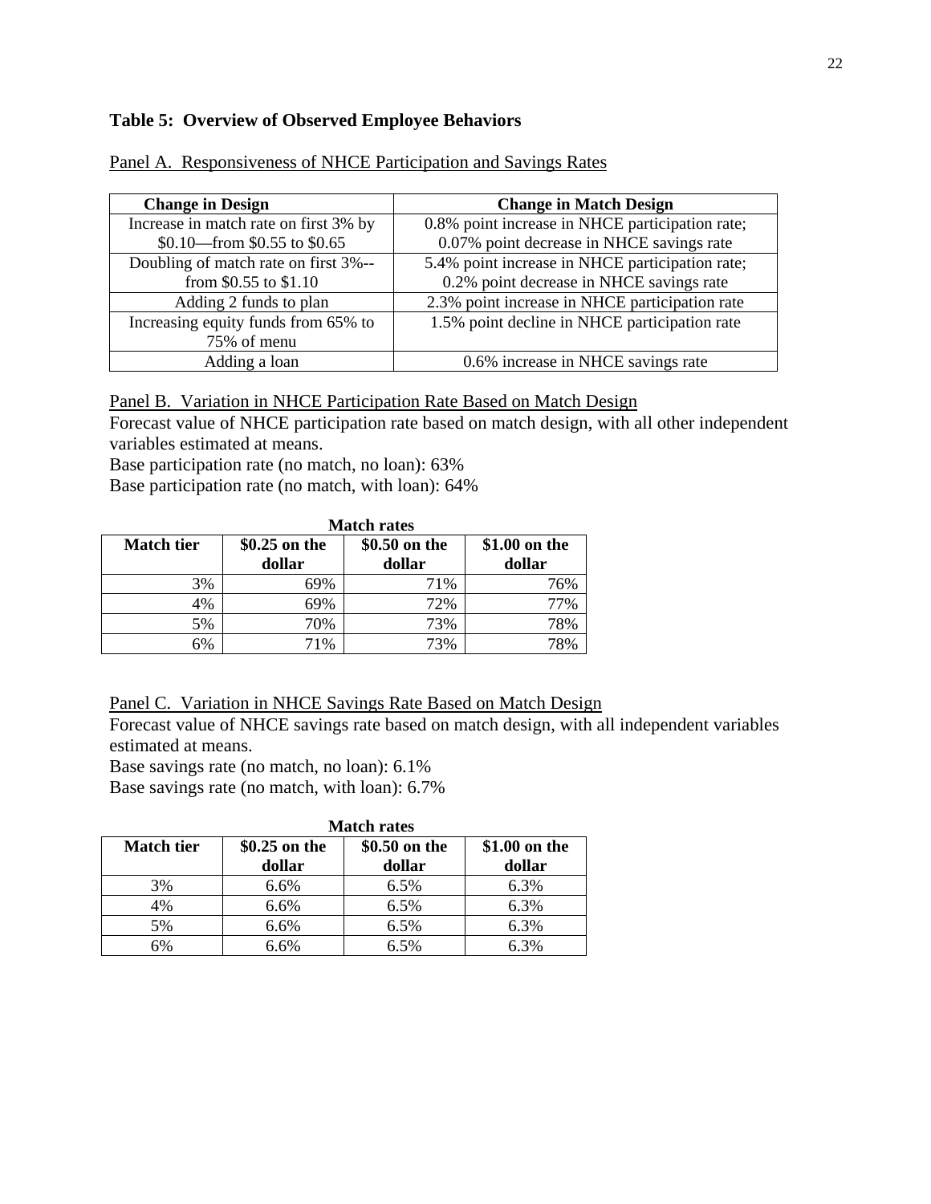**Table 5: Overview of Observed Employee Behaviors**

Panel A. Responsiveness of NHCE Participation and Savings Rates

| Change in Design | Change in Match Design |
|---|---|
| Increase in match rate on first 3% by $0.10—from $0.55 to $0.65 | 0.8% point increase in NHCE participation rate; 0.07% point decrease in NHCE savings rate |
| Doubling of match rate on first 3%-- from $0.55 to $1.10 | 5.4% point increase in NHCE participation rate; 0.2% point decrease in NHCE savings rate |
| Adding 2 funds to plan | 2.3% point increase in NHCE participation rate |
| Increasing equity funds from 65% to 75% of menu | 1.5% point decline in NHCE participation rate |
| Adding a loan | 0.6% increase in NHCE savings rate |

Panel B. Variation in NHCE Participation Rate Based on Match Design

Forecast value of NHCE participation rate based on match design, with all other independent variables estimated at means.

Base participation rate (no match, no loan): 63%

Base participation rate (no match, with loan): 64%

| | Match rates | | |
|---|---|---|---|
| **Match tier** | **$0.25 on the dollar** | **$0.50 on the dollar** | **$1.00 on the dollar** |
| 3% | 69% | 71% | 76% |
| 4% | 69% | 72% | 77% |
| 5% | 70% | 73% | 78% |
| 6% | 71% | 73% | 78% |

Panel C. Variation in NHCE Savings Rate Based on Match Design

Forecast value of NHCE savings rate based on match design, with all independent variables estimated at means.

Base savings rate (no match, no loan): 6.1%

Base savings rate (no match, with loan): 6.7%

| | Match rates | | |
|---|---|---|---|
| **Match tier** | **$0.25 on the dollar** | **$0.50 on the dollar** | **$1.00 on the dollar** |
| 3% | 6.6% | 6.5% | 6.3% |
| 4% | 6.6% | 6.5% | 6.3% |
| 5% | 6.6% | 6.5% | 6.3% |
| 6% | 6.6% | 6.5% | 6.3% |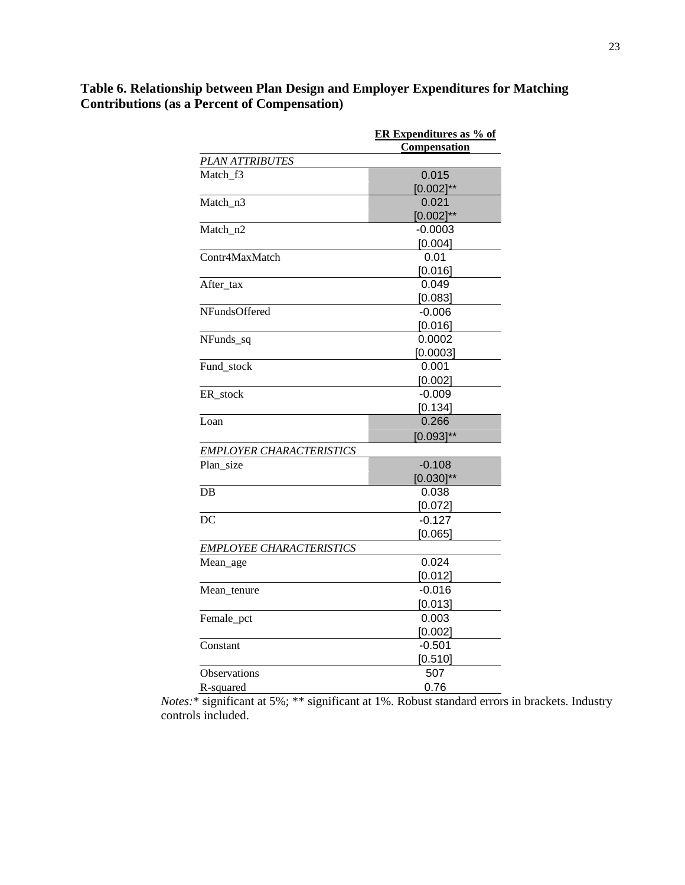**Table 6. Relationship between Plan Design and Employer Expenditures for Matching Contributions (as a Percent of Compensation)**

| | ER Expenditures as % of Compensation |
|---|---|
| *PLAN ATTRIBUTES* | |
| Match_f3 | 0.015 |
| | [0.002]** |
| Match_n3 | 0.021 |
| | [0.002]** |
| Match_n2 | -0.0003 |
| | [0.004] |
| Contr4MaxMatch | 0.01 |
| | [0.016] |
| After_tax | 0.049 |
| | [0.083] |
| NFundsOffered | -0.006 |
| | [0.016] |
| NFunds_sq | 0.0002 |
| | [0.0003] |
| Fund_stock | 0.001 |
| | [0.002] |
| ER_stock | -0.009 |
| | [0.134] |
| Loan | 0.266 |
| | [0.093]** |
| *EMPLOYER CHARACTERISTICS* | |
| Plan_size | -0.108 |
| | [0.030]** |
| DB | 0.038 |
| | [0.072] |
| DC | -0.127 |
| | [0.065] |
| *EMPLOYEE CHARACTERISTICS* | |
| Mean_age | 0.024 |
| | [0.012] |
| Mean_tenure | -0.016 |
| | [0.013] |
| Female_pct | 0.003 |
| | [0.002] |
| Constant | -0.501 |
| | [0.510] |
| Observations | 507 |
| R-squared | 0.76 |

*Notes:** significant at 5%; ** significant at 1%. Robust standard errors in brackets. Industry controls included.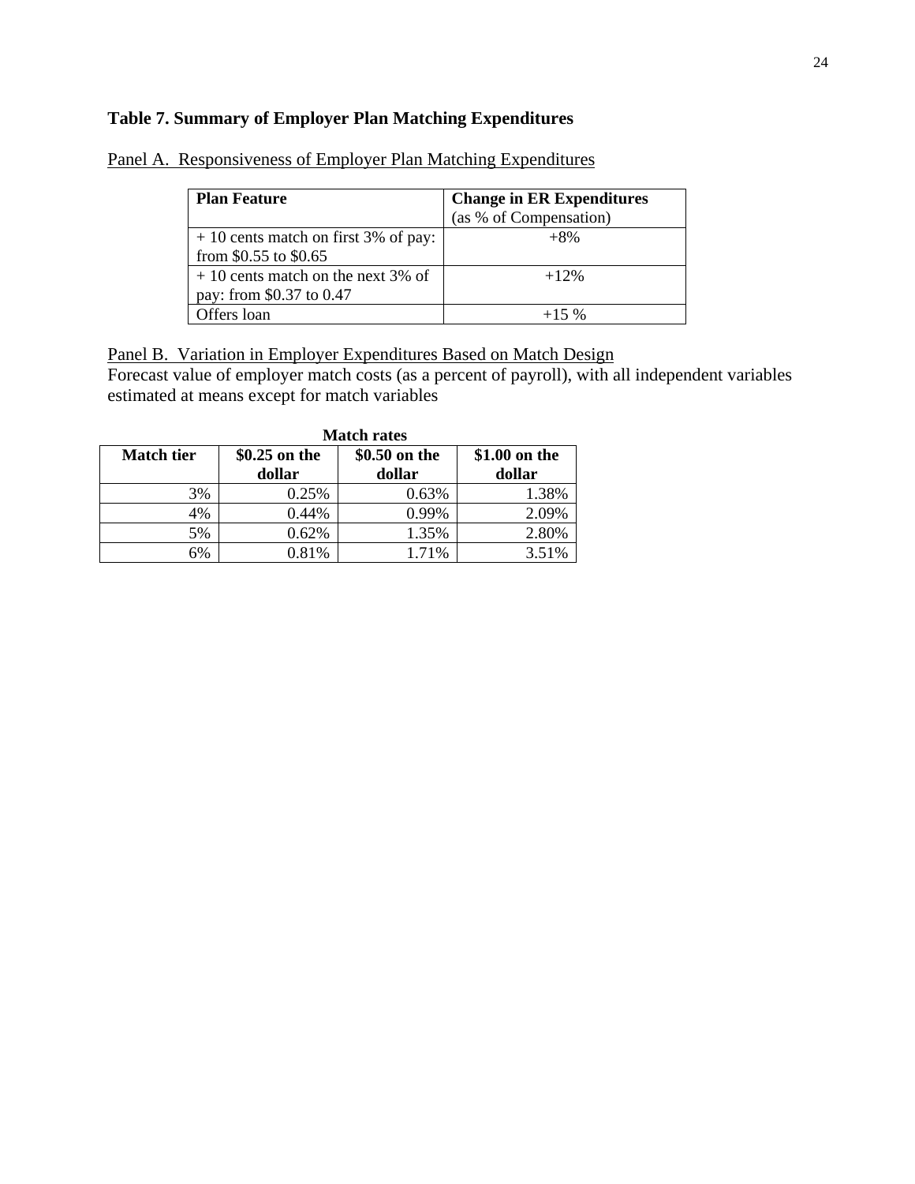### Table 7. Summary of Employer Plan Matching Expenditures

Panel A. Responsiveness of Employer Plan Matching Expenditures

| **Plan Feature** | **Change in ER Expenditures** (as % of Compensation) |
|---|---|
| + 10 cents match on first 3% of pay: from $0.55 to $0.65 | +8% |
| + 10 cents match on the next 3% of pay: from $0.37 to 0.47 | +12% |
| Offers loan | +15 % |

Panel B. Variation in Employer Expenditures Based on Match Design

Forecast value of employer match costs (as a percent of payroll), with all independent variables estimated at means except for match variables

| | **Match rates** | | |
|---|---|---|---|
| **Match tier** | **$0.25 on the dollar** | **$0.50 on the dollar** | **$1.00 on the dollar** |
| 3% | 0.25% | 0.63% | 1.38% |
| 4% | 0.44% | 0.99% | 2.09% |
| 5% | 0.62% | 1.35% | 2.80% |
| 6% | 0.81% | 1.71% | 3.51% |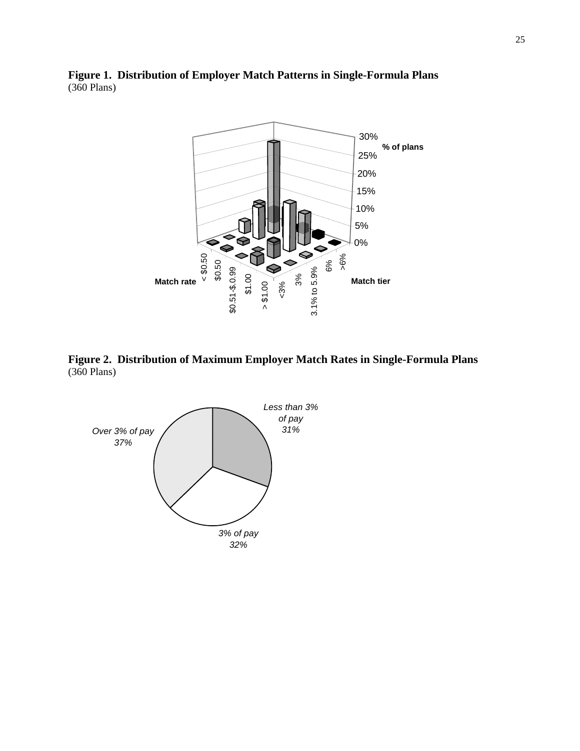**Figure 1. Distribution of Employer Match Patterns in Single-Formula Plans**
(360 Plans)

**Figure 2. Distribution of Maximum Employer Match Rates in Single-Formula Plans**
(360 Plans)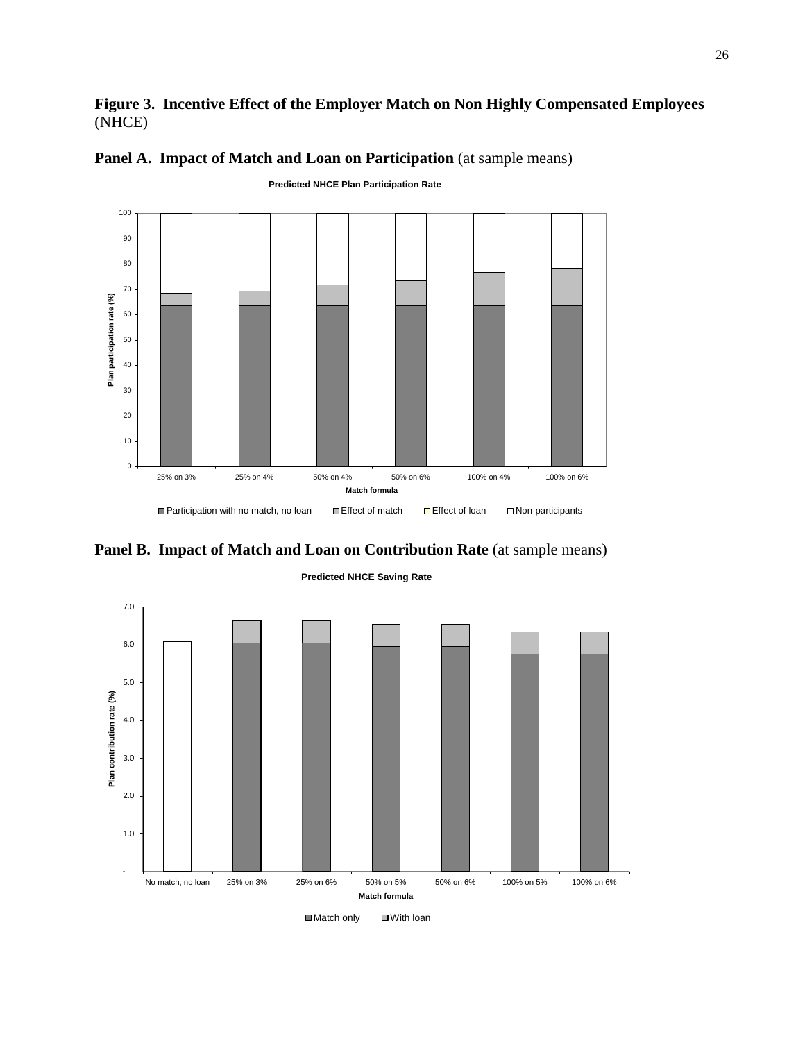**Figure 3. Incentive Effect of the Employer Match on Non Highly Compensated Employees** (NHCE)

**Panel A. Impact of Match and Loan on Participation** (at sample means)

Predicted NHCE Plan Participation Rate

**Panel B. Impact of Match and Loan on Contribution Rate** (at sample means)

Predicted NHCE Saving Rate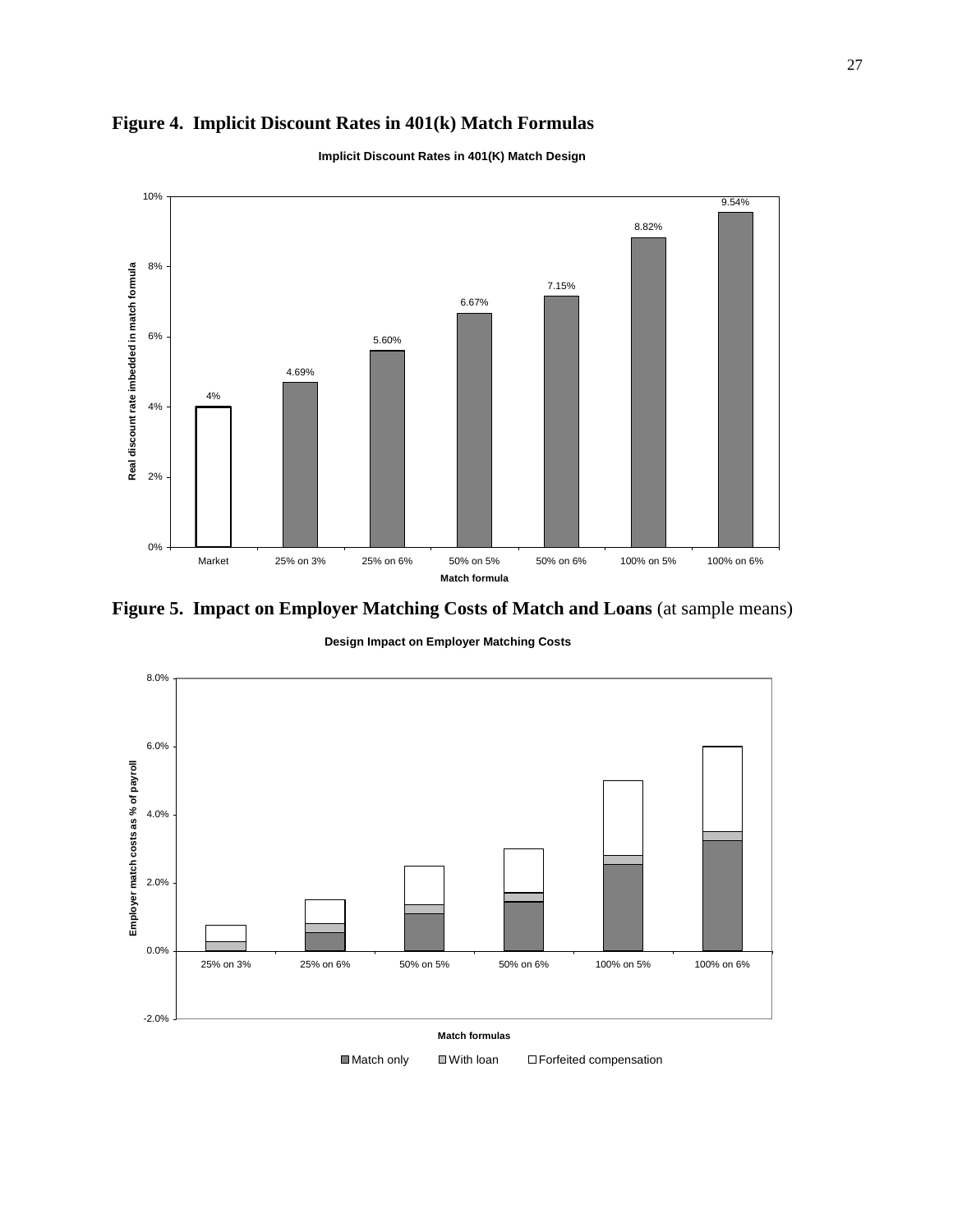**Figure 4. Implicit Discount Rates in 401(k) Match Formulas**

Implicit Discount Rates in 401(K) Match Design

| Match formula | Real discount rate imbedded in match formula |
|---|---|
| Market | 4% |
| 25% on 3% | 4.69% |
| 25% on 6% | 5.60% |
| 50% on 5% | 6.67% |
| 50% on 6% | 7.15% |
| 100% on 5% | 8.82% |
| 100% on 6% | 9.54% |

**Figure 5. Impact on Employer Matching Costs of Match and Loans** (at sample means)

Design Impact on Employer Matching Costs

Employer match costs as % of payroll

Match formulas: 25% on 3%, 25% on 6%, 50% on 5%, 50% on 6%, 100% on 5%, 100% on 6%

Legend: Match only, With loan, Forfeited compensation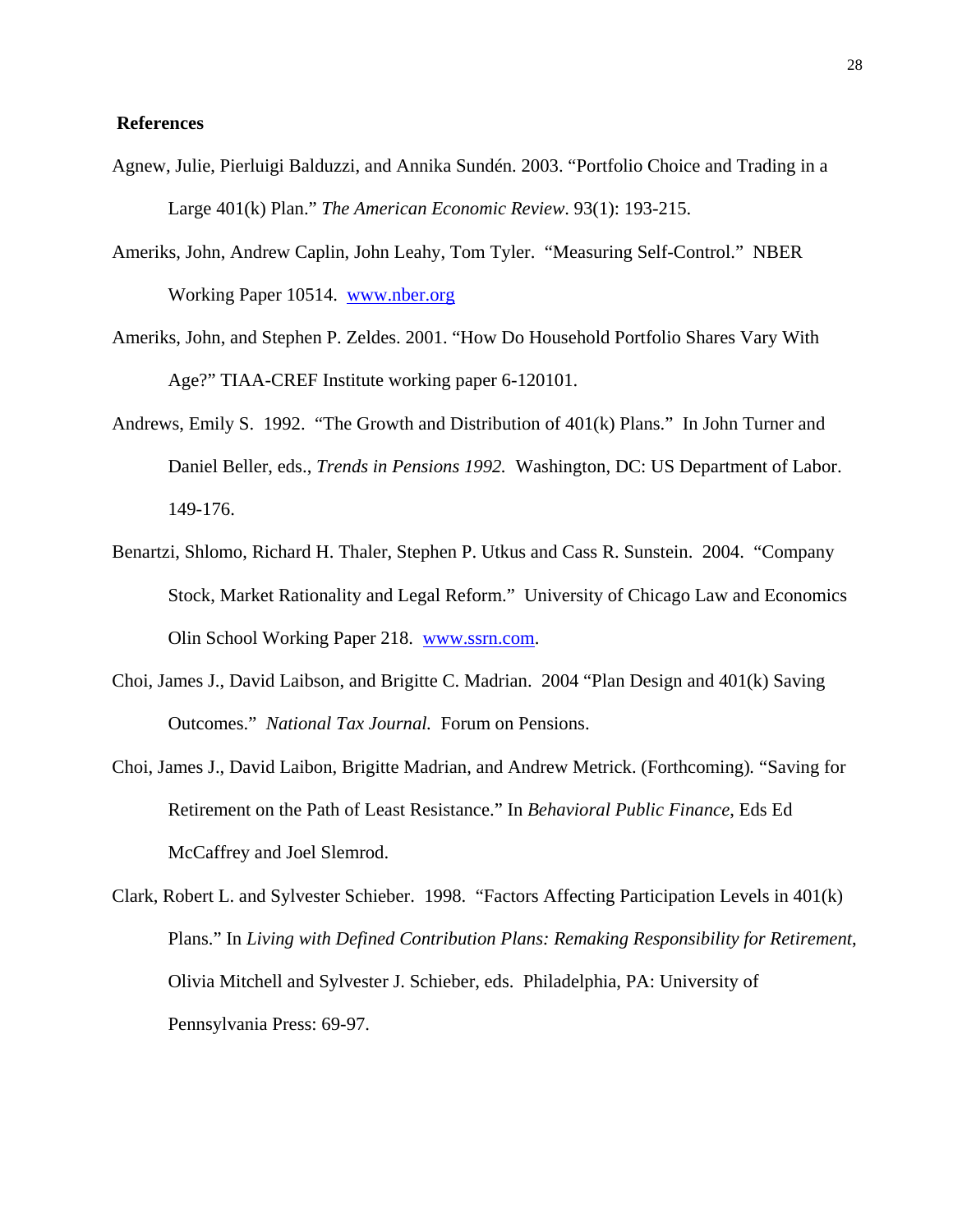## References

Agnew, Julie, Pierluigi Balduzzi, and Annika Sundén. 2003. "Portfolio Choice and Trading in a Large 401(k) Plan." *The American Economic Review*. 93(1): 193-215.

Ameriks, John, Andrew Caplin, John Leahy, Tom Tyler. "Measuring Self-Control." NBER Working Paper 10514. www.nber.org

Ameriks, John, and Stephen P. Zeldes. 2001. "How Do Household Portfolio Shares Vary With Age?" TIAA-CREF Institute working paper 6-120101.

Andrews, Emily S. 1992. "The Growth and Distribution of 401(k) Plans." In John Turner and Daniel Beller, eds., *Trends in Pensions 1992.* Washington, DC: US Department of Labor. 149-176.

Benartzi, Shlomo, Richard H. Thaler, Stephen P. Utkus and Cass R. Sunstein. 2004. "Company Stock, Market Rationality and Legal Reform." University of Chicago Law and Economics Olin School Working Paper 218. www.ssrn.com.

Choi, James J., David Laibson, and Brigitte C. Madrian. 2004 "Plan Design and 401(k) Saving Outcomes." *National Tax Journal.* Forum on Pensions.

Choi, James J., David Laibon, Brigitte Madrian, and Andrew Metrick. (Forthcoming). "Saving for Retirement on the Path of Least Resistance." In *Behavioral Public Finance*, Eds Ed McCaffrey and Joel Slemrod.

Clark, Robert L. and Sylvester Schieber. 1998. "Factors Affecting Participation Levels in 401(k) Plans." In *Living with Defined Contribution Plans: Remaking Responsibility for Retirement*, Olivia Mitchell and Sylvester J. Schieber, eds. Philadelphia, PA: University of Pennsylvania Press: 69-97.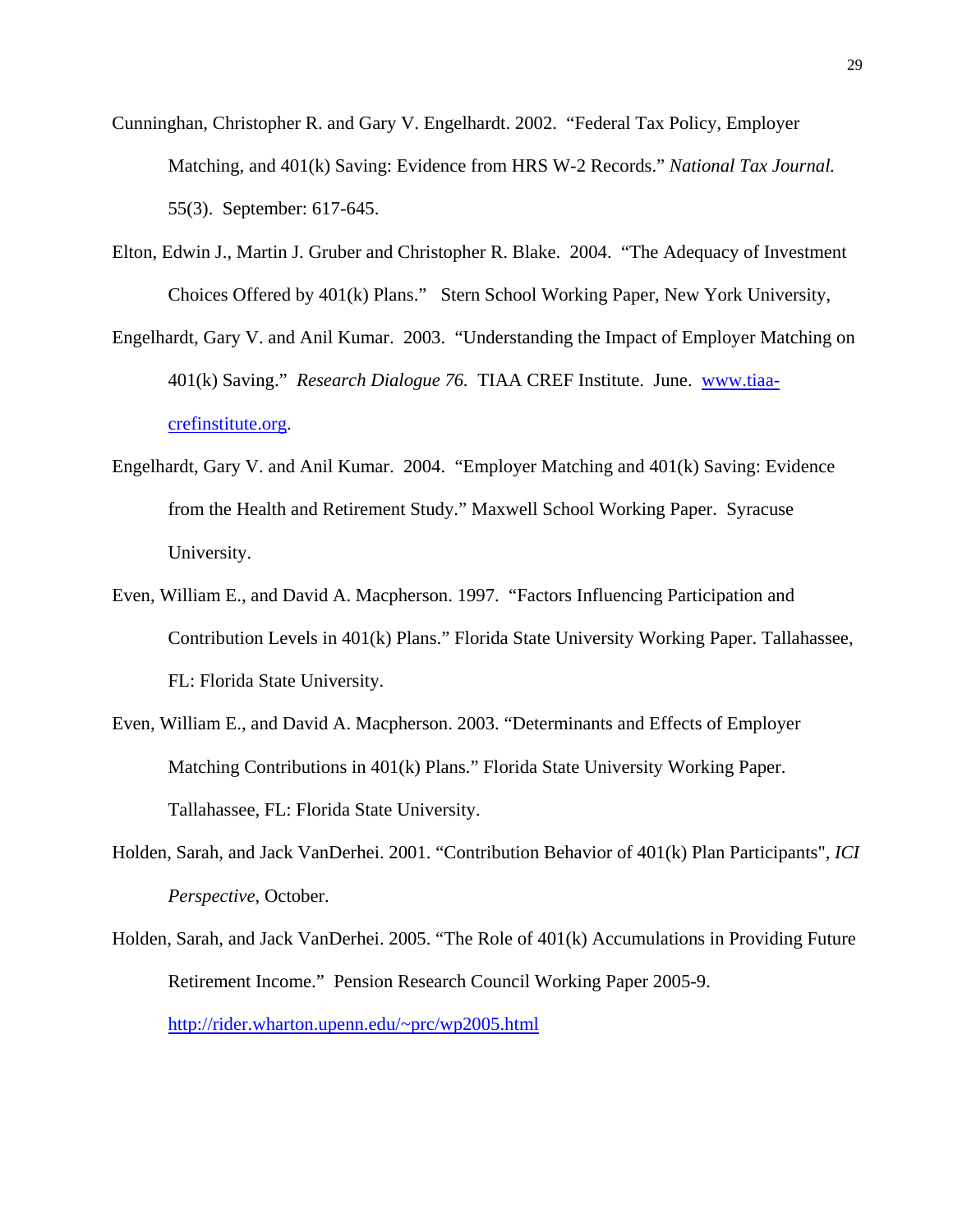Cunninghan, Christopher R. and Gary V. Engelhardt. 2002. "Federal Tax Policy, Employer Matching, and 401(k) Saving: Evidence from HRS W-2 Records." *National Tax Journal.* 55(3). September: 617-645.

Elton, Edwin J., Martin J. Gruber and Christopher R. Blake. 2004. "The Adequacy of Investment Choices Offered by 401(k) Plans." Stern School Working Paper, New York University,

Engelhardt, Gary V. and Anil Kumar. 2003. "Understanding the Impact of Employer Matching on 401(k) Saving." *Research Dialogue 76.* TIAA CREF Institute. June. www.tiaa-crefinstitute.org.

Engelhardt, Gary V. and Anil Kumar. 2004. "Employer Matching and 401(k) Saving: Evidence from the Health and Retirement Study." Maxwell School Working Paper. Syracuse University.

Even, William E., and David A. Macpherson. 1997. "Factors Influencing Participation and Contribution Levels in 401(k) Plans." Florida State University Working Paper. Tallahassee, FL: Florida State University.

Even, William E., and David A. Macpherson. 2003. "Determinants and Effects of Employer Matching Contributions in 401(k) Plans." Florida State University Working Paper. Tallahassee, FL: Florida State University.

Holden, Sarah, and Jack VanDerhei. 2001. "Contribution Behavior of 401(k) Plan Participants", *ICI Perspective*, October.

Holden, Sarah, and Jack VanDerhei. 2005. "The Role of 401(k) Accumulations in Providing Future Retirement Income." Pension Research Council Working Paper 2005-9. http://rider.wharton.upenn.edu/~prc/wp2005.html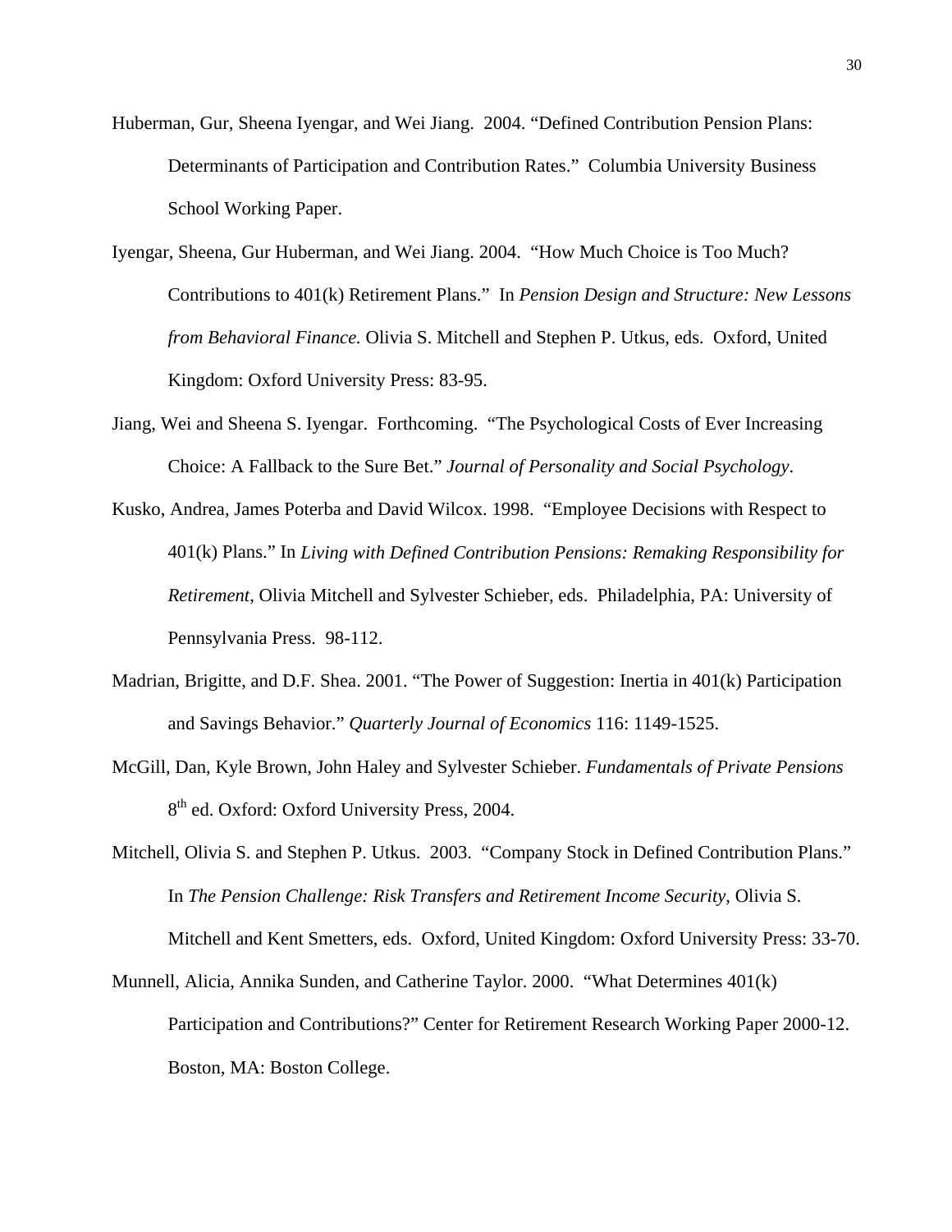Huberman, Gur, Sheena Iyengar, and Wei Jiang. 2004. "Defined Contribution Pension Plans: Determinants of Participation and Contribution Rates." Columbia University Business School Working Paper.

Iyengar, Sheena, Gur Huberman, and Wei Jiang. 2004. "How Much Choice is Too Much? Contributions to 401(k) Retirement Plans." In *Pension Design and Structure: New Lessons from Behavioral Finance.* Olivia S. Mitchell and Stephen P. Utkus, eds. Oxford, United Kingdom: Oxford University Press: 83-95.

Jiang, Wei and Sheena S. Iyengar. Forthcoming. "The Psychological Costs of Ever Increasing Choice: A Fallback to the Sure Bet." *Journal of Personality and Social Psychology*.

Kusko, Andrea, James Poterba and David Wilcox. 1998. "Employee Decisions with Respect to 401(k) Plans." In *Living with Defined Contribution Pensions: Remaking Responsibility for Retirement*, Olivia Mitchell and Sylvester Schieber, eds. Philadelphia, PA: University of Pennsylvania Press. 98-112.

Madrian, Brigitte, and D.F. Shea. 2001. "The Power of Suggestion: Inertia in 401(k) Participation and Savings Behavior." *Quarterly Journal of Economics* 116: 1149-1525.

McGill, Dan, Kyle Brown, John Haley and Sylvester Schieber. *Fundamentals of Private Pensions* 8th ed. Oxford: Oxford University Press, 2004.

Mitchell, Olivia S. and Stephen P. Utkus. 2003. "Company Stock in Defined Contribution Plans." In *The Pension Challenge: Risk Transfers and Retirement Income Security,* Olivia S. Mitchell and Kent Smetters, eds. Oxford, United Kingdom: Oxford University Press: 33-70.

Munnell, Alicia, Annika Sunden, and Catherine Taylor. 2000. "What Determines 401(k) Participation and Contributions?" Center for Retirement Research Working Paper 2000-12. Boston, MA: Boston College.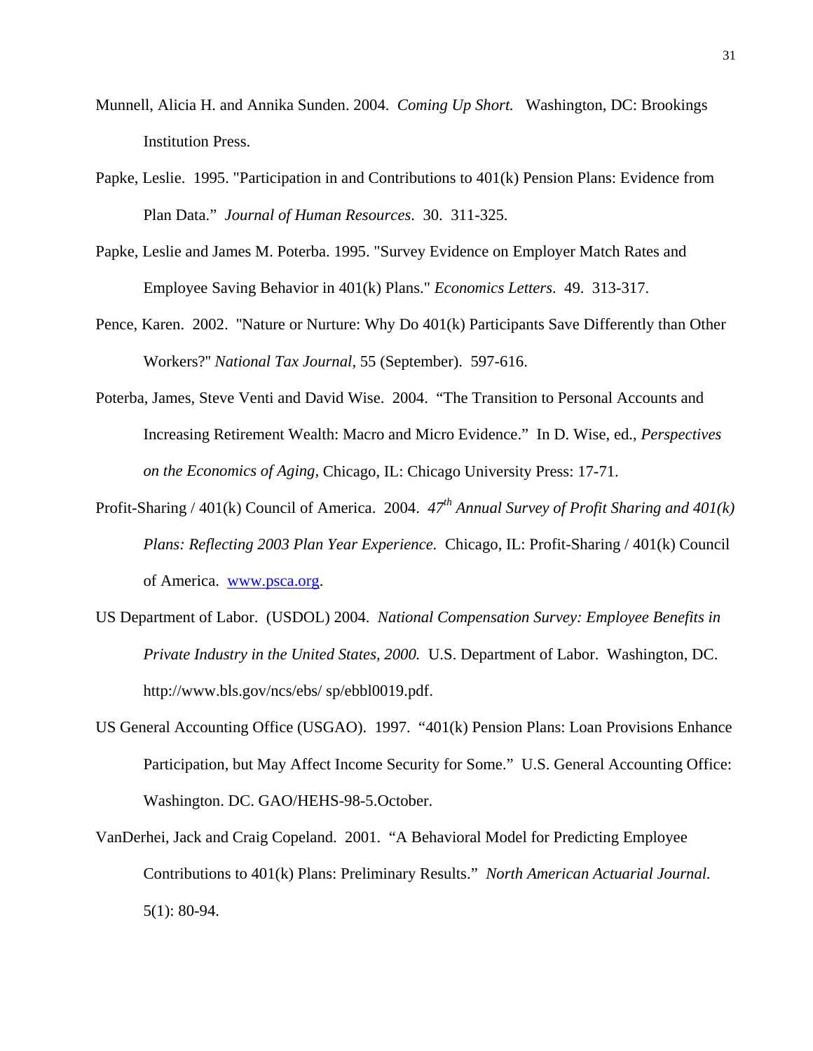Munnell, Alicia H. and Annika Sunden. 2004. *Coming Up Short.* Washington, DC: Brookings Institution Press.

Papke, Leslie. 1995. "Participation in and Contributions to 401(k) Pension Plans: Evidence from Plan Data." *Journal of Human Resources*. 30. 311-325.

Papke, Leslie and James M. Poterba. 1995. "Survey Evidence on Employer Match Rates and Employee Saving Behavior in 401(k) Plans." *Economics Letters*. 49. 313-317.

Pence, Karen. 2002. "Nature or Nurture: Why Do 401(k) Participants Save Differently than Other Workers?" *National Tax Journal*, 55 (September). 597-616.

Poterba, James, Steve Venti and David Wise. 2004. "The Transition to Personal Accounts and Increasing Retirement Wealth: Macro and Micro Evidence." In D. Wise, ed., *Perspectives on the Economics of Aging*, Chicago, IL: Chicago University Press: 17-71.

Profit-Sharing / 401(k) Council of America. 2004. *47th Annual Survey of Profit Sharing and 401(k) Plans: Reflecting 2003 Plan Year Experience.* Chicago, IL: Profit-Sharing / 401(k) Council of America. www.psca.org.

US Department of Labor. (USDOL) 2004. *National Compensation Survey: Employee Benefits in Private Industry in the United States, 2000.* U.S. Department of Labor. Washington, DC. http://www.bls.gov/ncs/ebs/ sp/ebbl0019.pdf.

US General Accounting Office (USGAO). 1997. "401(k) Pension Plans: Loan Provisions Enhance Participation, but May Affect Income Security for Some." U.S. General Accounting Office: Washington. DC. GAO/HEHS-98-5.October.

VanDerhei, Jack and Craig Copeland. 2001. "A Behavioral Model for Predicting Employee Contributions to 401(k) Plans: Preliminary Results." *North American Actuarial Journal.* 5(1): 80-94.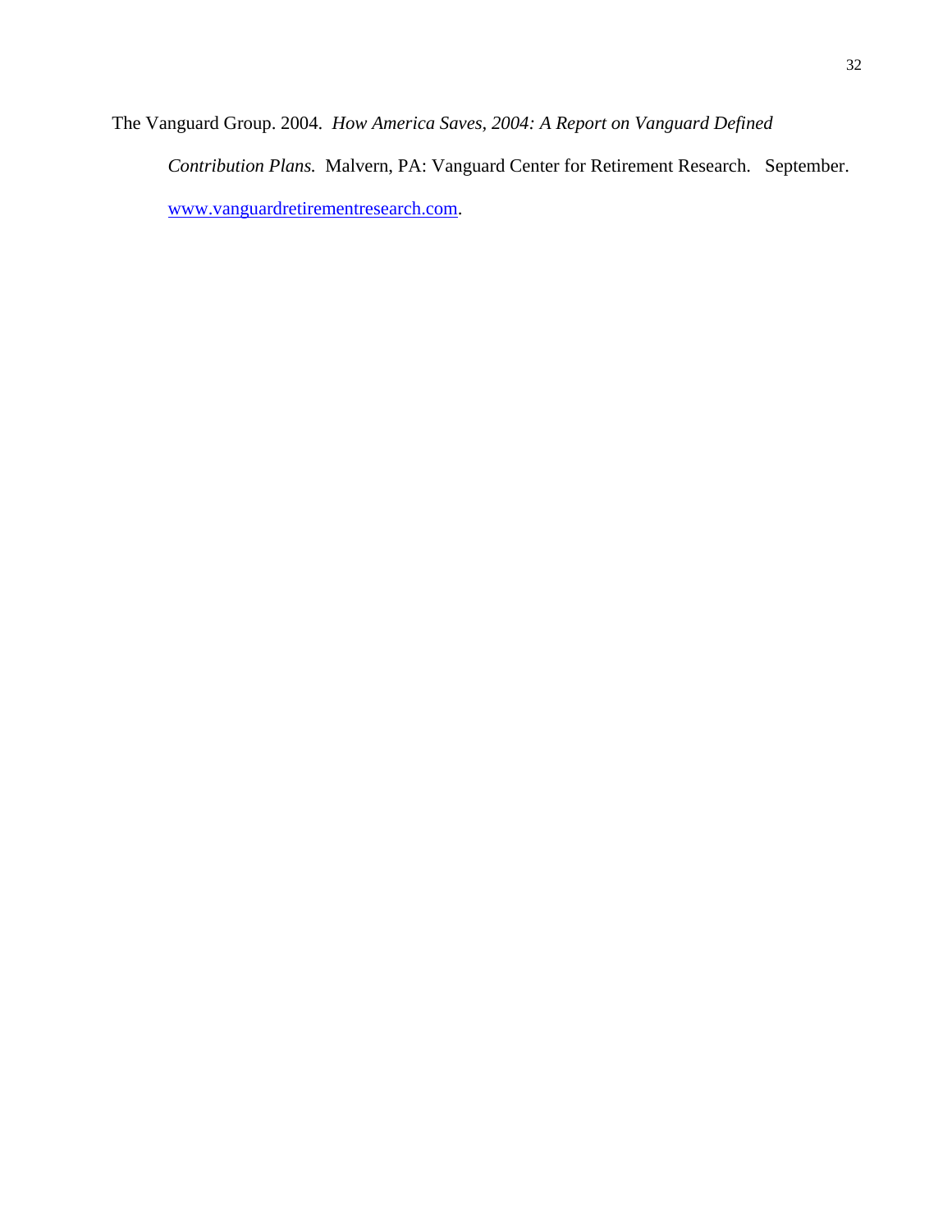The Vanguard Group. 2004. *How America Saves, 2004: A Report on Vanguard Defined Contribution Plans.* Malvern, PA: Vanguard Center for Retirement Research. September. www.vanguardretirementresearch.com.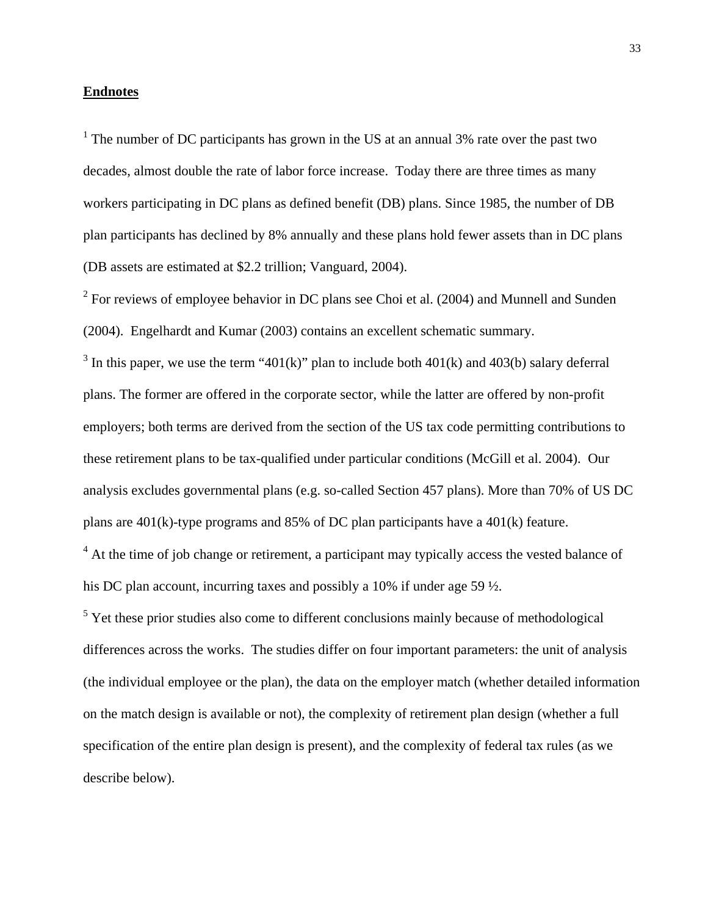## Endnotes

[1] The number of DC participants has grown in the US at an annual 3% rate over the past two decades, almost double the rate of labor force increase. Today there are three times as many workers participating in DC plans as defined benefit (DB) plans. Since 1985, the number of DB plan participants has declined by 8% annually and these plans hold fewer assets than in DC plans (DB assets are estimated at $2.2 trillion; Vanguard, 2004).

[2] For reviews of employee behavior in DC plans see Choi et al. (2004) and Munnell and Sunden (2004). Engelhardt and Kumar (2003) contains an excellent schematic summary.

[3] In this paper, we use the term "401(k)" plan to include both 401(k) and 403(b) salary deferral plans. The former are offered in the corporate sector, while the latter are offered by non-profit employers; both terms are derived from the section of the US tax code permitting contributions to these retirement plans to be tax-qualified under particular conditions (McGill et al. 2004). Our analysis excludes governmental plans (e.g. so-called Section 457 plans). More than 70% of US DC plans are 401(k)-type programs and 85% of DC plan participants have a 401(k) feature.

[4] At the time of job change or retirement, a participant may typically access the vested balance of his DC plan account, incurring taxes and possibly a 10% if under age 59 ½.

[5] Yet these prior studies also come to different conclusions mainly because of methodological differences across the works. The studies differ on four important parameters: the unit of analysis (the individual employee or the plan), the data on the employer match (whether detailed information on the match design is available or not), the complexity of retirement plan design (whether a full specification of the entire plan design is present), and the complexity of federal tax rules (as we describe below).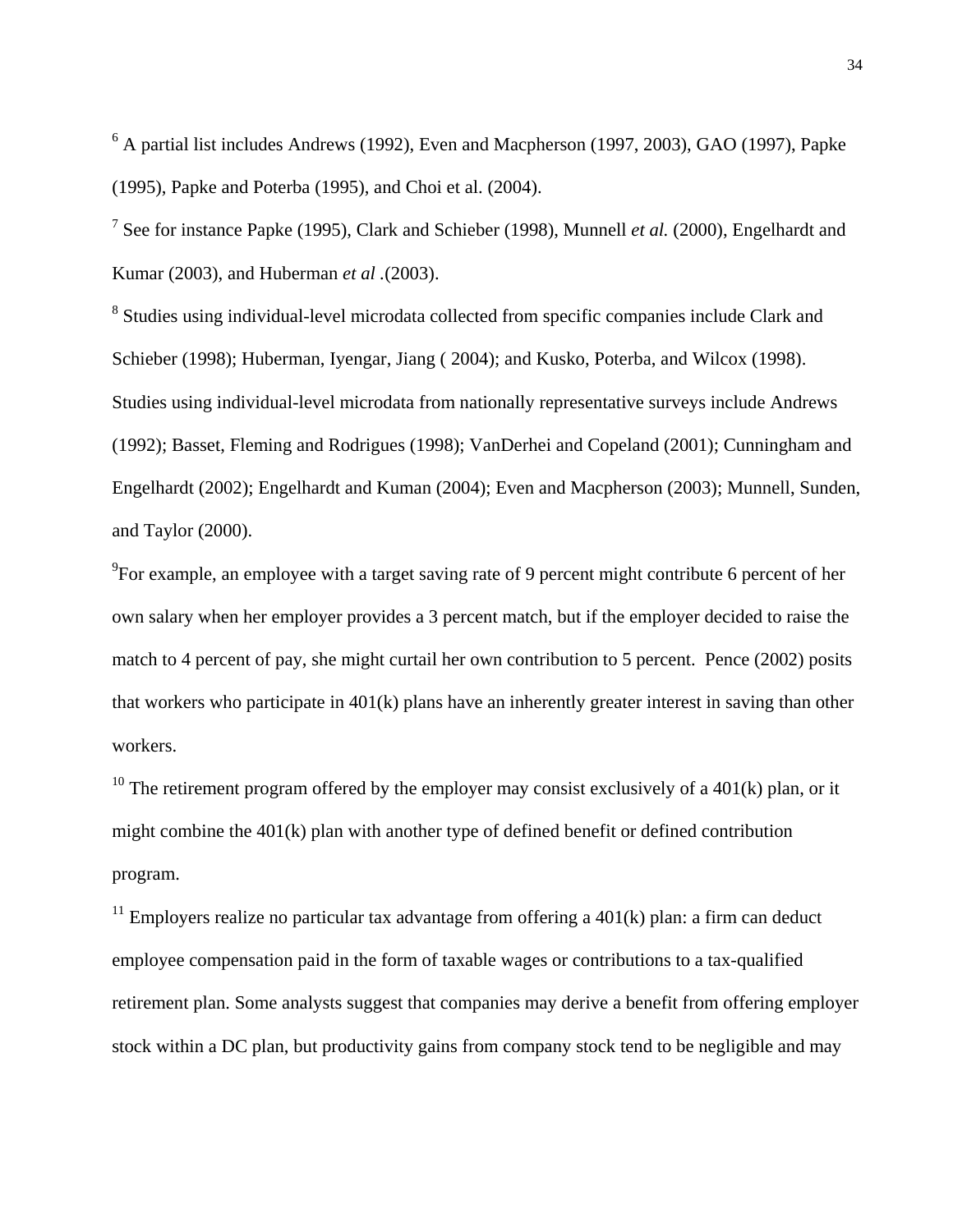[6] A partial list includes Andrews (1992), Even and Macpherson (1997, 2003), GAO (1997), Papke (1995), Papke and Poterba (1995), and Choi et al. (2004).

[7] See for instance Papke (1995), Clark and Schieber (1998), Munnell *et al.* (2000), Engelhardt and Kumar (2003), and Huberman *et al* .(2003).

[8] Studies using individual-level microdata collected from specific companies include Clark and Schieber (1998); Huberman, Iyengar, Jiang ( 2004); and Kusko, Poterba, and Wilcox (1998). Studies using individual-level microdata from nationally representative surveys include Andrews (1992); Basset, Fleming and Rodrigues (1998); VanDerhei and Copeland (2001); Cunningham and Engelhardt (2002); Engelhardt and Kuman (2004); Even and Macpherson (2003); Munnell, Sunden, and Taylor (2000).

[9]For example, an employee with a target saving rate of 9 percent might contribute 6 percent of her own salary when her employer provides a 3 percent match, but if the employer decided to raise the match to 4 percent of pay, she might curtail her own contribution to 5 percent. Pence (2002) posits that workers who participate in 401(k) plans have an inherently greater interest in saving than other workers.

[10] The retirement program offered by the employer may consist exclusively of a 401(k) plan, or it might combine the 401(k) plan with another type of defined benefit or defined contribution program.

[11] Employers realize no particular tax advantage from offering a 401(k) plan: a firm can deduct employee compensation paid in the form of taxable wages or contributions to a tax-qualified retirement plan. Some analysts suggest that companies may derive a benefit from offering employer stock within a DC plan, but productivity gains from company stock tend to be negligible and may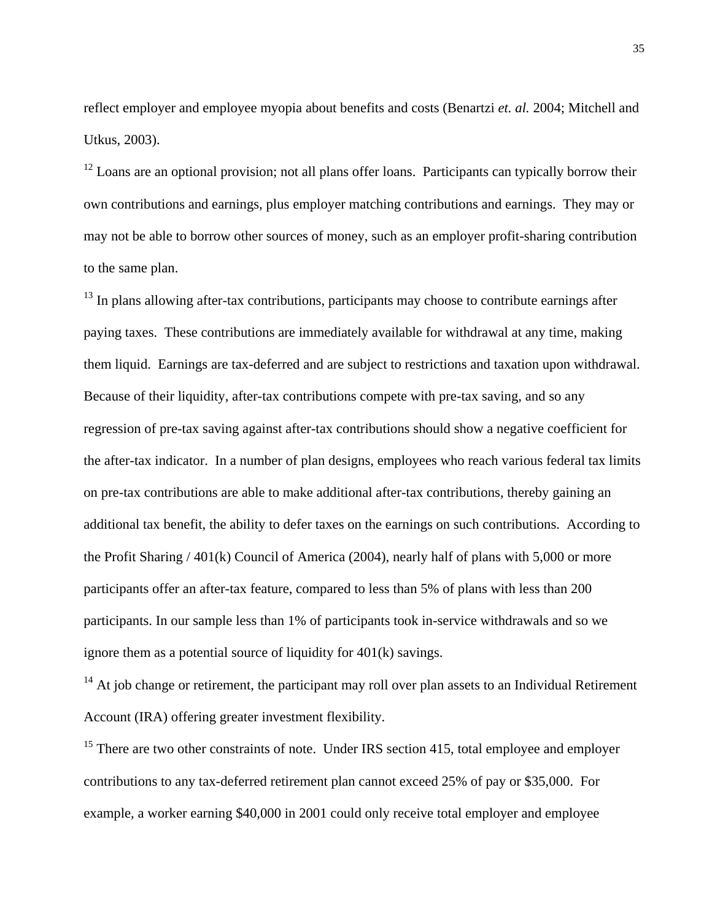reflect employer and employee myopia about benefits and costs (Benartzi *et. al.* 2004; Mitchell and Utkus, 2003).

[12] Loans are an optional provision; not all plans offer loans. Participants can typically borrow their own contributions and earnings, plus employer matching contributions and earnings. They may or may not be able to borrow other sources of money, such as an employer profit-sharing contribution to the same plan.

[13] In plans allowing after-tax contributions, participants may choose to contribute earnings after paying taxes. These contributions are immediately available for withdrawal at any time, making them liquid. Earnings are tax-deferred and are subject to restrictions and taxation upon withdrawal. Because of their liquidity, after-tax contributions compete with pre-tax saving, and so any regression of pre-tax saving against after-tax contributions should show a negative coefficient for the after-tax indicator. In a number of plan designs, employees who reach various federal tax limits on pre-tax contributions are able to make additional after-tax contributions, thereby gaining an additional tax benefit, the ability to defer taxes on the earnings on such contributions. According to the Profit Sharing / 401(k) Council of America (2004), nearly half of plans with 5,000 or more participants offer an after-tax feature, compared to less than 5% of plans with less than 200 participants. In our sample less than 1% of participants took in-service withdrawals and so we ignore them as a potential source of liquidity for 401(k) savings.

[14] At job change or retirement, the participant may roll over plan assets to an Individual Retirement Account (IRA) offering greater investment flexibility.

[15] There are two other constraints of note. Under IRS section 415, total employee and employer contributions to any tax-deferred retirement plan cannot exceed 25% of pay or $35,000. For example, a worker earning $40,000 in 2001 could only receive total employer and employee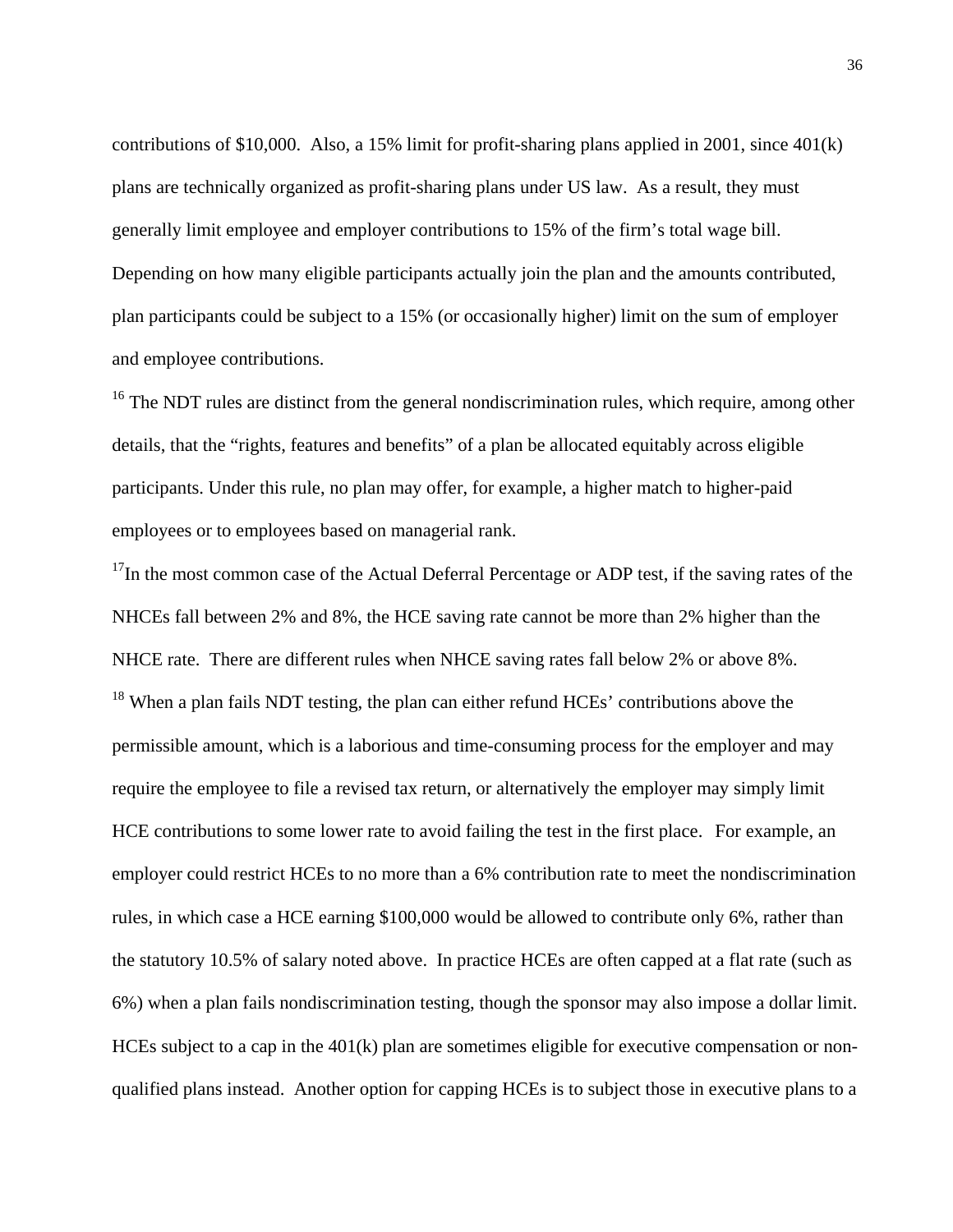contributions of $10,000. Also, a 15% limit for profit-sharing plans applied in 2001, since 401(k) plans are technically organized as profit-sharing plans under US law. As a result, they must generally limit employee and employer contributions to 15% of the firm's total wage bill. Depending on how many eligible participants actually join the plan and the amounts contributed, plan participants could be subject to a 15% (or occasionally higher) limit on the sum of employer and employee contributions.

[16] The NDT rules are distinct from the general nondiscrimination rules, which require, among other details, that the "rights, features and benefits" of a plan be allocated equitably across eligible participants. Under this rule, no plan may offer, for example, a higher match to higher-paid employees or to employees based on managerial rank.

[17] In the most common case of the Actual Deferral Percentage or ADP test, if the saving rates of the NHCEs fall between 2% and 8%, the HCE saving rate cannot be more than 2% higher than the NHCE rate. There are different rules when NHCE saving rates fall below 2% or above 8%.

[18] When a plan fails NDT testing, the plan can either refund HCEs' contributions above the permissible amount, which is a laborious and time-consuming process for the employer and may require the employee to file a revised tax return, or alternatively the employer may simply limit HCE contributions to some lower rate to avoid failing the test in the first place. For example, an employer could restrict HCEs to no more than a 6% contribution rate to meet the nondiscrimination rules, in which case a HCE earning $100,000 would be allowed to contribute only 6%, rather than the statutory 10.5% of salary noted above. In practice HCEs are often capped at a flat rate (such as 6%) when a plan fails nondiscrimination testing, though the sponsor may also impose a dollar limit. HCEs subject to a cap in the 401(k) plan are sometimes eligible for executive compensation or non-qualified plans instead. Another option for capping HCEs is to subject those in executive plans to a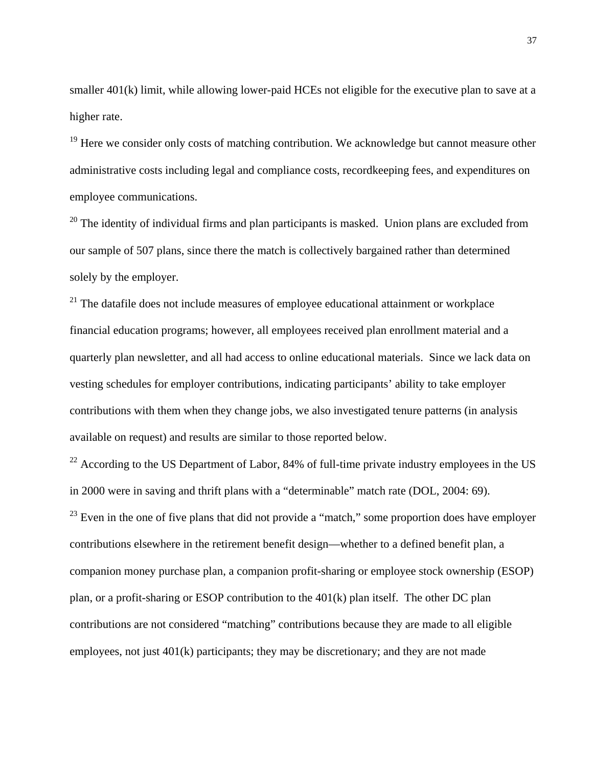smaller 401(k) limit, while allowing lower-paid HCEs not eligible for the executive plan to save at a higher rate.

[19] Here we consider only costs of matching contribution. We acknowledge but cannot measure other administrative costs including legal and compliance costs, recordkeeping fees, and expenditures on employee communications.

[20] The identity of individual firms and plan participants is masked. Union plans are excluded from our sample of 507 plans, since there the match is collectively bargained rather than determined solely by the employer.

[21] The datafile does not include measures of employee educational attainment or workplace financial education programs; however, all employees received plan enrollment material and a quarterly plan newsletter, and all had access to online educational materials. Since we lack data on vesting schedules for employer contributions, indicating participants' ability to take employer contributions with them when they change jobs, we also investigated tenure patterns (in analysis available on request) and results are similar to those reported below.

[22] According to the US Department of Labor, 84% of full-time private industry employees in the US in 2000 were in saving and thrift plans with a "determinable" match rate (DOL, 2004: 69).

[23] Even in the one of five plans that did not provide a "match," some proportion does have employer contributions elsewhere in the retirement benefit design—whether to a defined benefit plan, a companion money purchase plan, a companion profit-sharing or employee stock ownership (ESOP) plan, or a profit-sharing or ESOP contribution to the 401(k) plan itself. The other DC plan contributions are not considered "matching" contributions because they are made to all eligible employees, not just 401(k) participants; they may be discretionary; and they are not made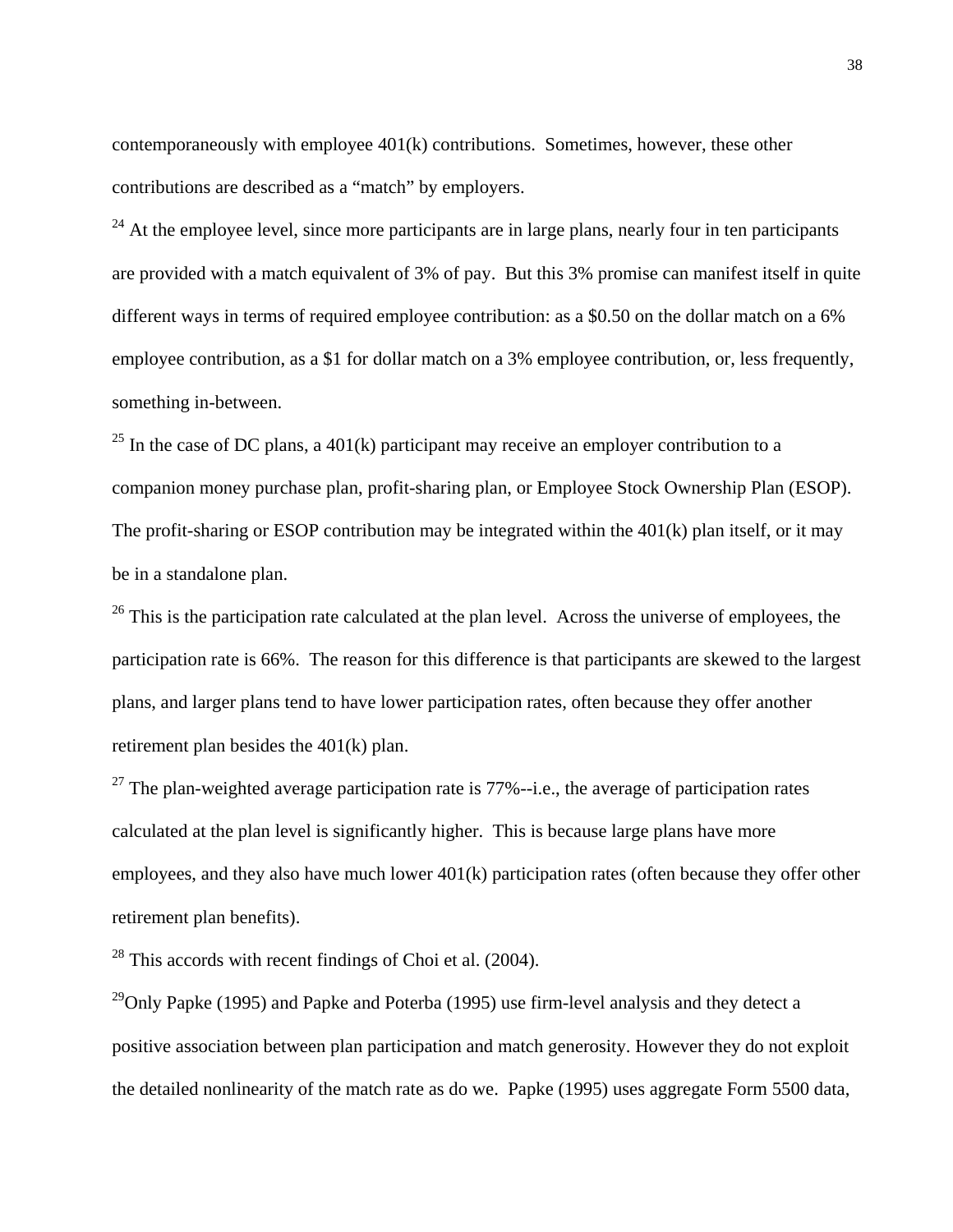contemporaneously with employee 401(k) contributions. Sometimes, however, these other contributions are described as a "match" by employers.

[24] At the employee level, since more participants are in large plans, nearly four in ten participants are provided with a match equivalent of 3% of pay. But this 3% promise can manifest itself in quite different ways in terms of required employee contribution: as a $0.50 on the dollar match on a 6% employee contribution, as a $1 for dollar match on a 3% employee contribution, or, less frequently, something in-between.

[25] In the case of DC plans, a 401(k) participant may receive an employer contribution to a companion money purchase plan, profit-sharing plan, or Employee Stock Ownership Plan (ESOP). The profit-sharing or ESOP contribution may be integrated within the 401(k) plan itself, or it may be in a standalone plan.

[26] This is the participation rate calculated at the plan level. Across the universe of employees, the participation rate is 66%. The reason for this difference is that participants are skewed to the largest plans, and larger plans tend to have lower participation rates, often because they offer another retirement plan besides the 401(k) plan.

[27] The plan-weighted average participation rate is 77%--i.e., the average of participation rates calculated at the plan level is significantly higher. This is because large plans have more employees, and they also have much lower 401(k) participation rates (often because they offer other retirement plan benefits).

[28] This accords with recent findings of Choi et al. (2004).

[29]Only Papke (1995) and Papke and Poterba (1995) use firm-level analysis and they detect a positive association between plan participation and match generosity. However they do not exploit the detailed nonlinearity of the match rate as do we. Papke (1995) uses aggregate Form 5500 data,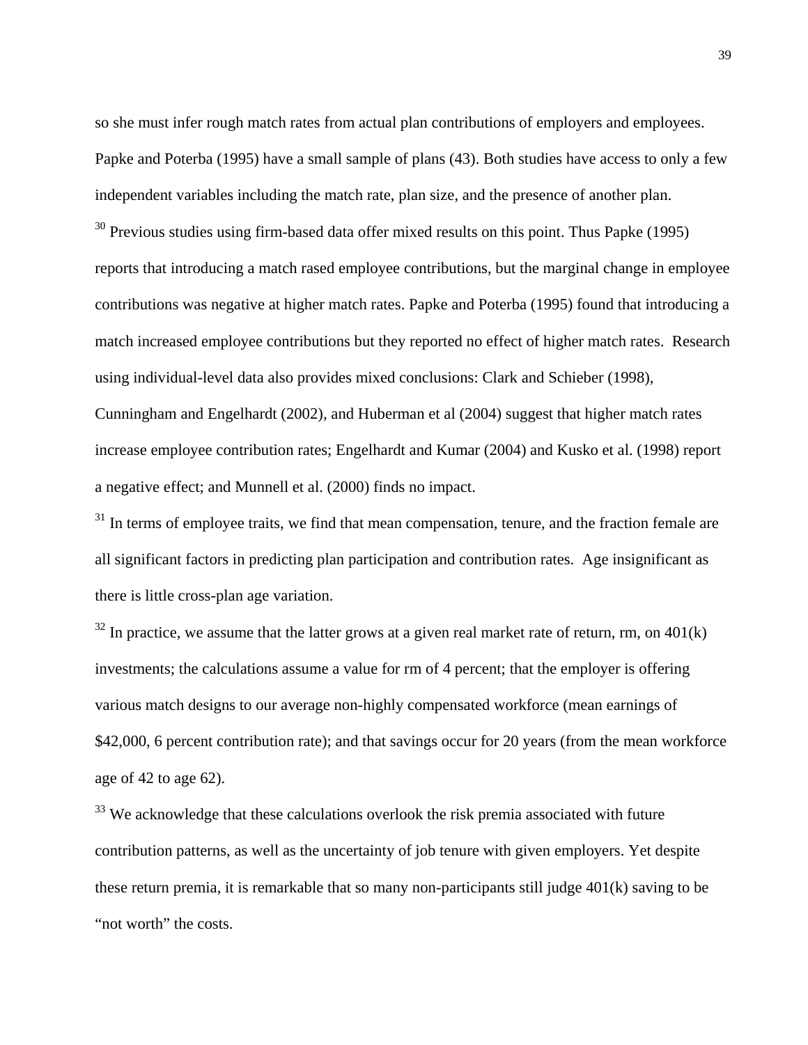so she must infer rough match rates from actual plan contributions of employers and employees. Papke and Poterba (1995) have a small sample of plans (43). Both studies have access to only a few independent variables including the match rate, plan size, and the presence of another plan.

[30] Previous studies using firm-based data offer mixed results on this point. Thus Papke (1995) reports that introducing a match rased employee contributions, but the marginal change in employee contributions was negative at higher match rates. Papke and Poterba (1995) found that introducing a match increased employee contributions but they reported no effect of higher match rates. Research using individual-level data also provides mixed conclusions: Clark and Schieber (1998), Cunningham and Engelhardt (2002), and Huberman et al (2004) suggest that higher match rates increase employee contribution rates; Engelhardt and Kumar (2004) and Kusko et al. (1998) report a negative effect; and Munnell et al. (2000) finds no impact.

[31] In terms of employee traits, we find that mean compensation, tenure, and the fraction female are all significant factors in predicting plan participation and contribution rates. Age insignificant as there is little cross-plan age variation.

[32] In practice, we assume that the latter grows at a given real market rate of return, rm, on 401(k) investments; the calculations assume a value for rm of 4 percent; that the employer is offering various match designs to our average non-highly compensated workforce (mean earnings of $42,000, 6 percent contribution rate); and that savings occur for 20 years (from the mean workforce age of 42 to age 62).

[33] We acknowledge that these calculations overlook the risk premia associated with future contribution patterns, as well as the uncertainty of job tenure with given employers. Yet despite these return premia, it is remarkable that so many non-participants still judge 401(k) saving to be "not worth" the costs.